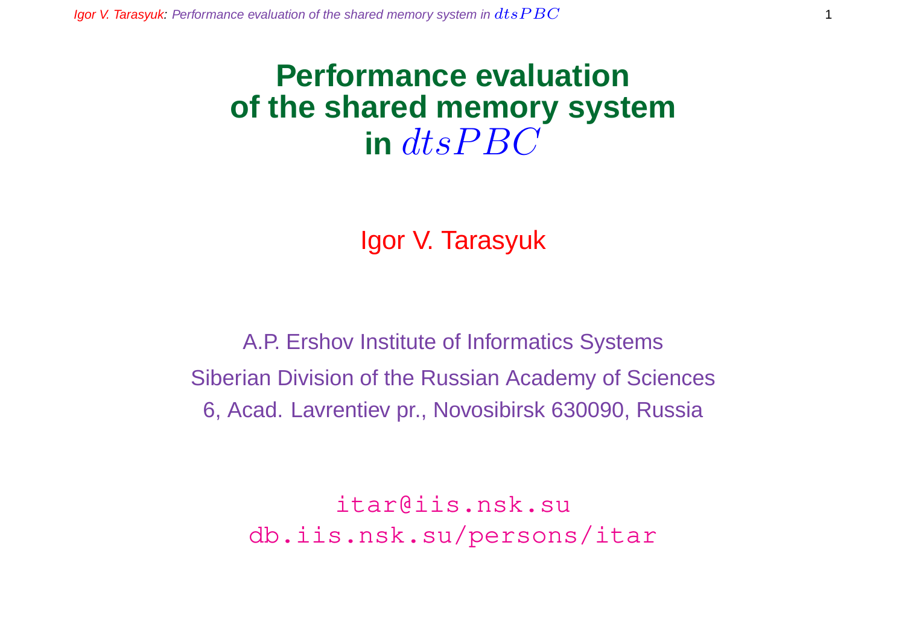# Performance evaluation of the shared memory system in $dtsPBC$

Igor V. Tarasyuk

A.P. Ershov Institute of Informatics Systems

Siberian Division of the Russian Academy of Sciences

6, Acad. Lavrentiev pr., Novosibirsk 630090, Russia

`itar@iis.nsk.su`
`db.iis.nsk.su/persons/itar`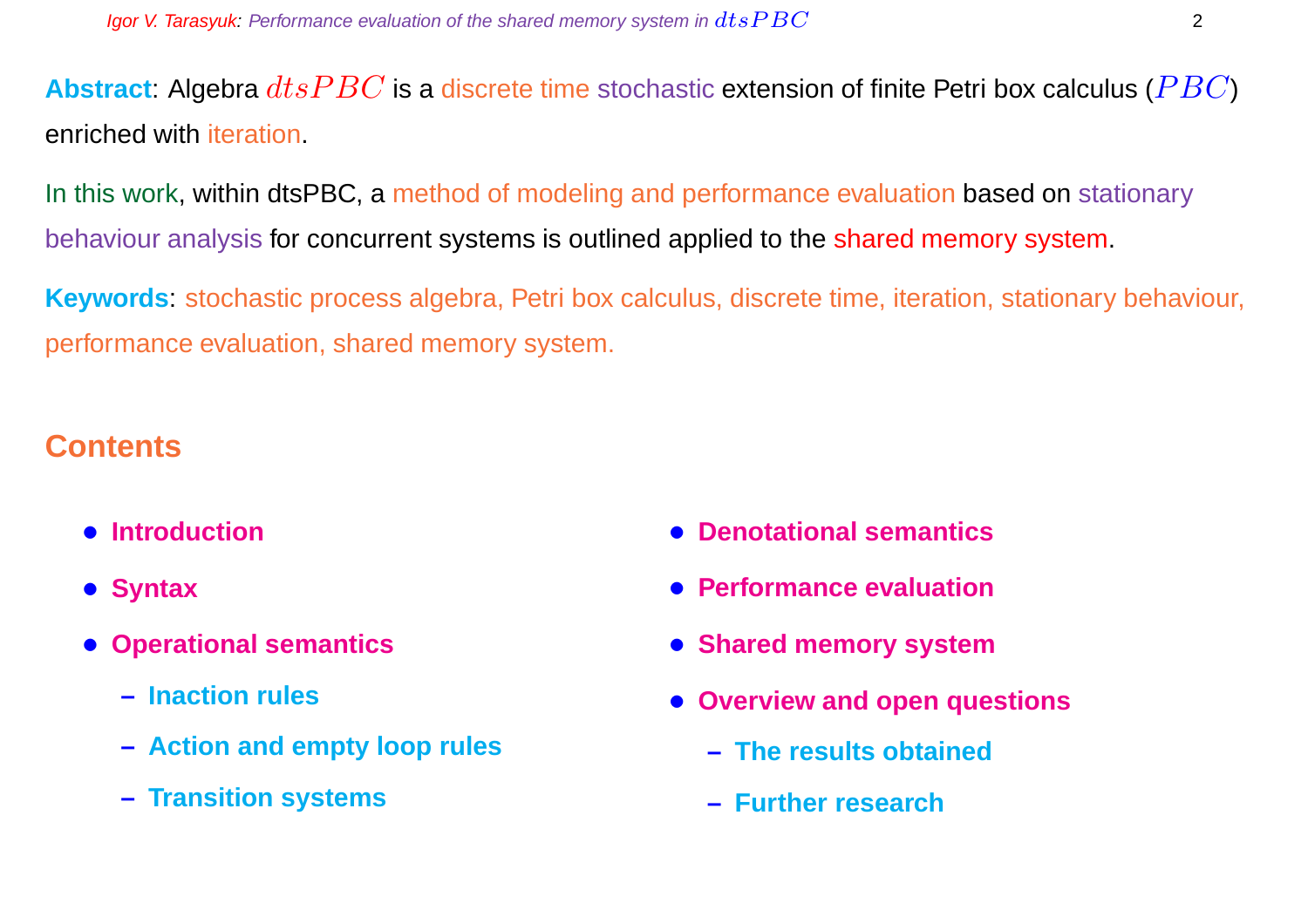**Abstract**: Algebra $dtsPBC$ is a discrete time stochastic extension of finite Petri box calculus ($PBC$) enriched with iteration.

In this work, within dtsPBC, a method of modeling and performance evaluation based on stationary behaviour analysis for concurrent systems is outlined applied to the shared memory system.

**Keywords**: stochastic process algebra, Petri box calculus, discrete time, iteration, stationary behaviour, performance evaluation, shared memory system.

## Contents

- **Introduction**
- **Syntax**
- **Operational semantics**
  - **Inaction rules**
  - **Action and empty loop rules**
  - **Transition systems**
- **Denotational semantics**
- **Performance evaluation**
- **Shared memory system**
- **Overview and open questions**
  - **The results obtained**
  - **Further research**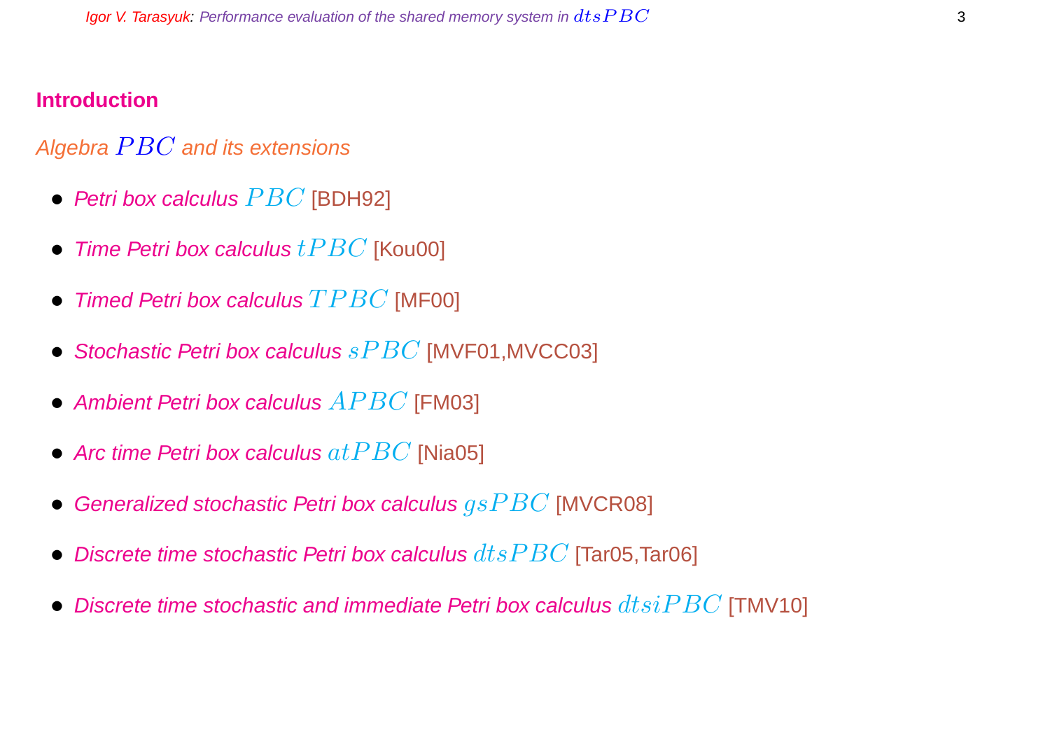## Introduction

*Algebra $PBC$ and its extensions*

- *Petri box calculus* $PBC$ [BDH92]
- *Time Petri box calculus* $tPBC$ [Kou00]
- *Timed Petri box calculus* $TPBC$ [MF00]
- *Stochastic Petri box calculus* $sPBC$ [MVF01,MVCC03]
- *Ambient Petri box calculus* $APBC$ [FM03]
- *Arc time Petri box calculus* $atPBC$ [Nia05]
- *Generalized stochastic Petri box calculus* $gsPBC$ [MVCR08]
- *Discrete time stochastic Petri box calculus* $dtsPBC$ [Tar05,Tar06]
- *Discrete time stochastic and immediate Petri box calculus* $dtsiPBC$ [TMV10]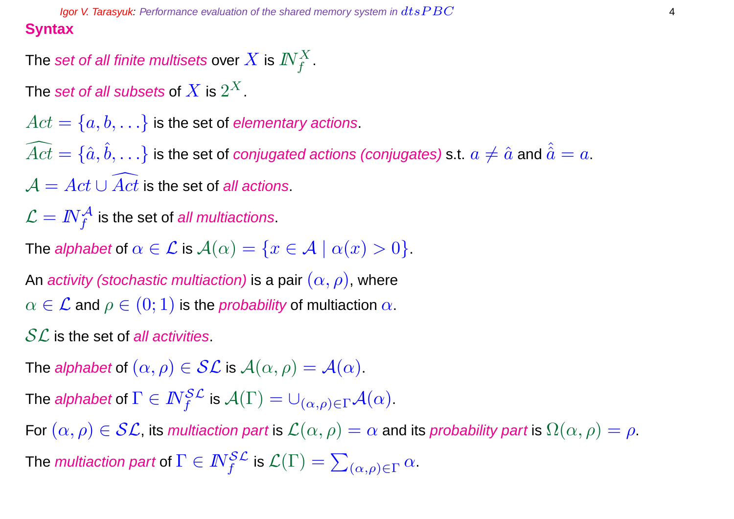## Syntax

The *set of all finite multisets* over $X$ is $I\!N_f^X$.

The *set of all subsets* of $X$ is $2^X$.

$Act = \{a, b, \ldots\}$ is the set of *elementary actions*.

$\widehat{Act} = \{\hat{a}, \hat{b}, \ldots\}$ is the set of *conjugated actions (conjugates)* s.t. $a \neq \hat{a}$ and $\hat{\hat{a}} = a$.

$\mathcal{A} = Act \cup \widehat{Act}$ is the set of *all actions*.

$\mathcal{L} = I\!N_f^{\mathcal{A}}$ is the set of *all multiactions*.

The *alphabet* of $\alpha \in \mathcal{L}$ is $\mathcal{A}(\alpha) = \{x \in \mathcal{A} \mid \alpha(x) > 0\}$.

An *activity (stochastic multiaction)* is a pair $(\alpha, \rho)$, where
$\alpha \in \mathcal{L}$ and $\rho \in (0; 1)$ is the *probability* of multiaction $\alpha$.

$\mathcal{SL}$ is the set of *all activities*.

The *alphabet* of $(\alpha, \rho) \in \mathcal{SL}$ is $\mathcal{A}(\alpha, \rho) = \mathcal{A}(\alpha)$.

The *alphabet* of $\Gamma \in I\!N_f^{\mathcal{SL}}$ is $\mathcal{A}(\Gamma) = \cup_{(\alpha,\rho)\in\Gamma}\mathcal{A}(\alpha)$.

For $(\alpha, \rho) \in \mathcal{SL}$, its *multiaction part* is $\mathcal{L}(\alpha, \rho) = \alpha$ and its *probability part* is $\Omega(\alpha, \rho) = \rho$.

The *multiaction part* of $\Gamma \in I\!N_f^{\mathcal{SL}}$ is $\mathcal{L}(\Gamma) = \sum_{(\alpha,\rho)\in\Gamma} \alpha$.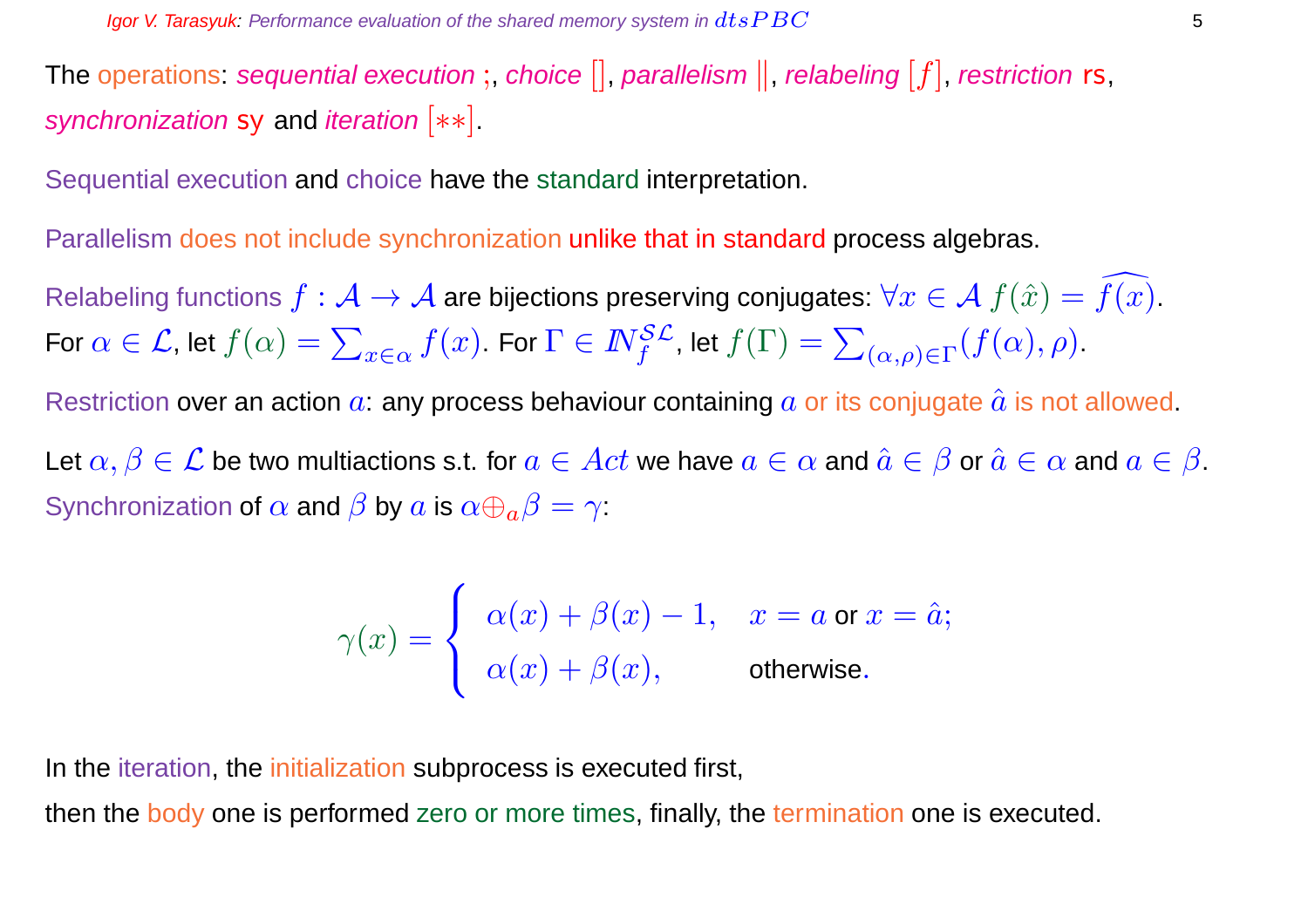The operations: *sequential execution* ;, *choice* [], *parallelism* $\|$, *relabeling* $[f]$, *restriction* rs, *synchronization* sy and *iteration* $[**]$.

Sequential execution and choice have the standard interpretation.

Parallelism does not include synchronization unlike that in standard process algebras.

Relabeling functions $f : \mathcal{A} \rightarrow \mathcal{A}$ are bijections preserving conjugates: $\forall x \in \mathcal{A}\ f(\hat{x}) = \widehat{f(x)}$.
For $\alpha \in \mathcal{L}$, let $f(\alpha) = \sum_{x \in \alpha} f(x)$. For $\Gamma \in I\!N_f^{\mathcal{SL}}$, let $f(\Gamma) = \sum_{(\alpha,\rho) \in \Gamma} (f(\alpha), \rho)$.

Restriction over an action $a$: any process behaviour containing $a$ or its conjugate $\hat{a}$ is not allowed.

Let $\alpha, \beta \in \mathcal{L}$ be two multiactions s.t. for $a \in Act$ we have $a \in \alpha$ and $\hat{a} \in \beta$ or $\hat{a} \in \alpha$ and $a \in \beta$.
Synchronization of $\alpha$ and $\beta$ by $a$ is $\alpha \oplus_a \beta = \gamma$:

$$\gamma(x) = \begin{cases} \alpha(x) + \beta(x) - 1, & x = a \text{ or } x = \hat{a}; \\ \alpha(x) + \beta(x), & \text{otherwise}. \end{cases}$$

In the iteration, the initialization subprocess is executed first,
then the body one is performed zero or more times, finally, the termination one is executed.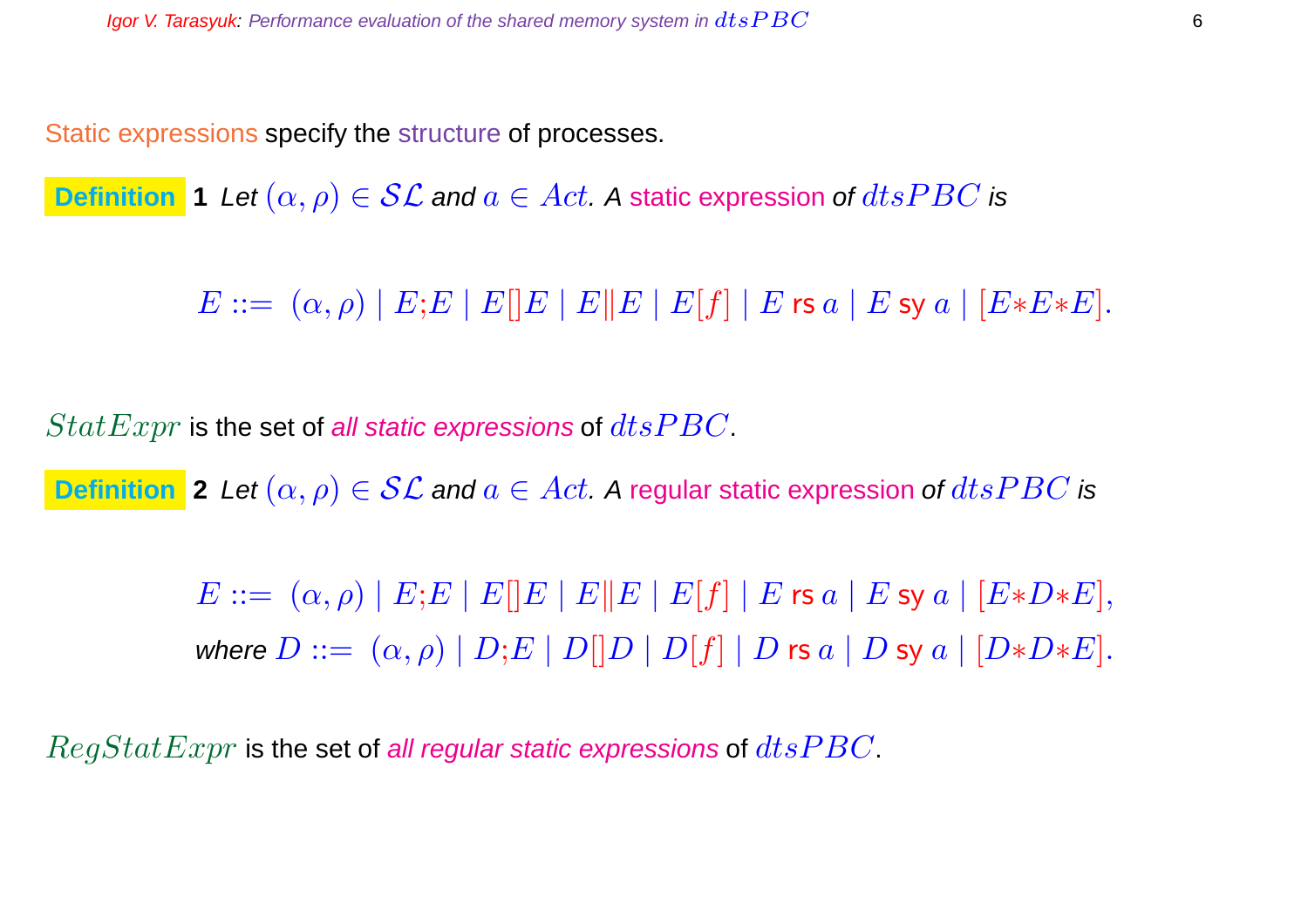Static expressions specify the structure of processes.

**Definition** **1** *Let* $(\alpha, \rho) \in \mathcal{SL}$ *and* $a \in Act$. *A* static expression *of* $dtsPBC$ *is*

$$E ::= \ (\alpha, \rho) \mid E;E \mid E[]E \mid E\|E \mid E[f] \mid E \text{ rs } a \mid E \text{ sy } a \mid [E{*}E{*}E].$$

$StatExpr$ is the set of *all static expressions* of $dtsPBC$.

**Definition** **2** *Let* $(\alpha, \rho) \in \mathcal{SL}$ *and* $a \in Act$. *A* regular static expression *of* $dtsPBC$ *is*

$$E ::= \ (\alpha, \rho) \mid E;E \mid E[]E \mid E\|E \mid E[f] \mid E \text{ rs } a \mid E \text{ sy } a \mid [E{*}D{*}E],$$

*where* $D ::= \ (\alpha, \rho) \mid D;E \mid D[]D \mid D[f] \mid D \text{ rs } a \mid D \text{ sy } a \mid [D{*}D{*}E]$.

$RegStatExpr$ is the set of *all regular static expressions* of $dtsPBC$.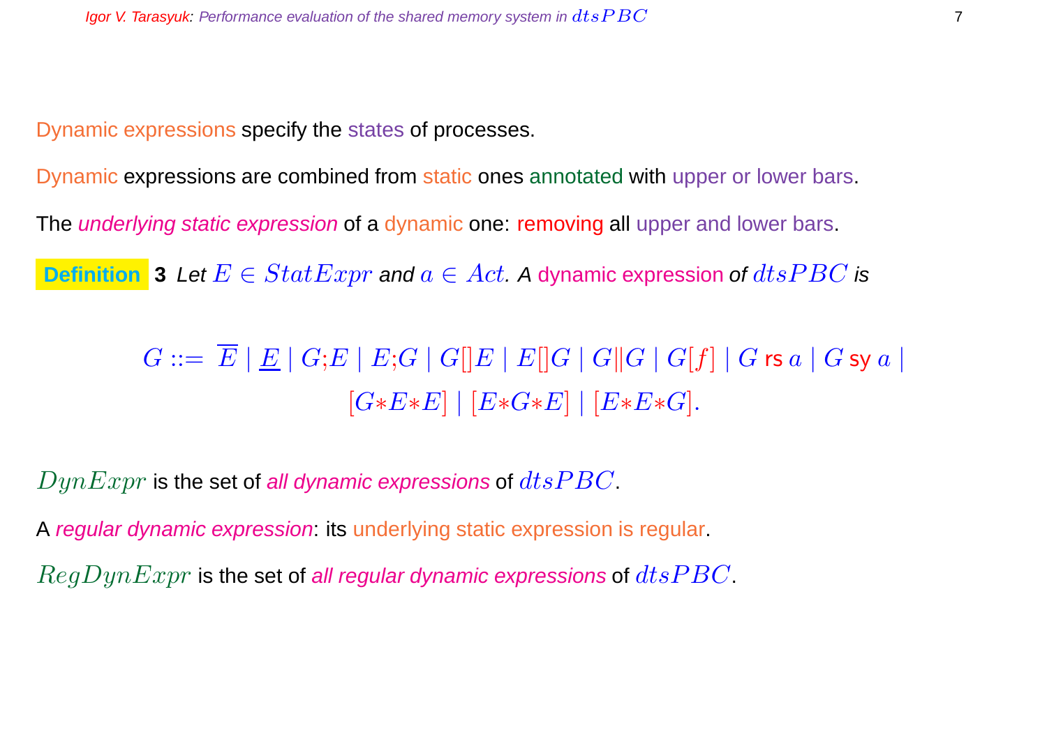Dynamic expressions specify the states of processes.

Dynamic expressions are combined from static ones annotated with upper or lower bars.

The *underlying static expression* of a dynamic one: removing all upper and lower bars.

**Definition 3** *Let $E \in StatExpr$ and $a \in Act$. A dynamic expression of $dtsPBC$ is*

$$G ::= \overline{E} \mid \underline{E} \mid G;E \mid E;G \mid G[]E \mid E[]G \mid G\|G \mid G[f] \mid G \text{ rs } a \mid G \text{ sy } a \mid$$
$$[G{*}E{*}E] \mid [E{*}G{*}E] \mid [E{*}E{*}G].$$

$DynExpr$ is the set of *all dynamic expressions* of $dtsPBC$.

A *regular dynamic expression*: its underlying static expression is regular.

$RegDynExpr$ is the set of *all regular dynamic expressions* of $dtsPBC$.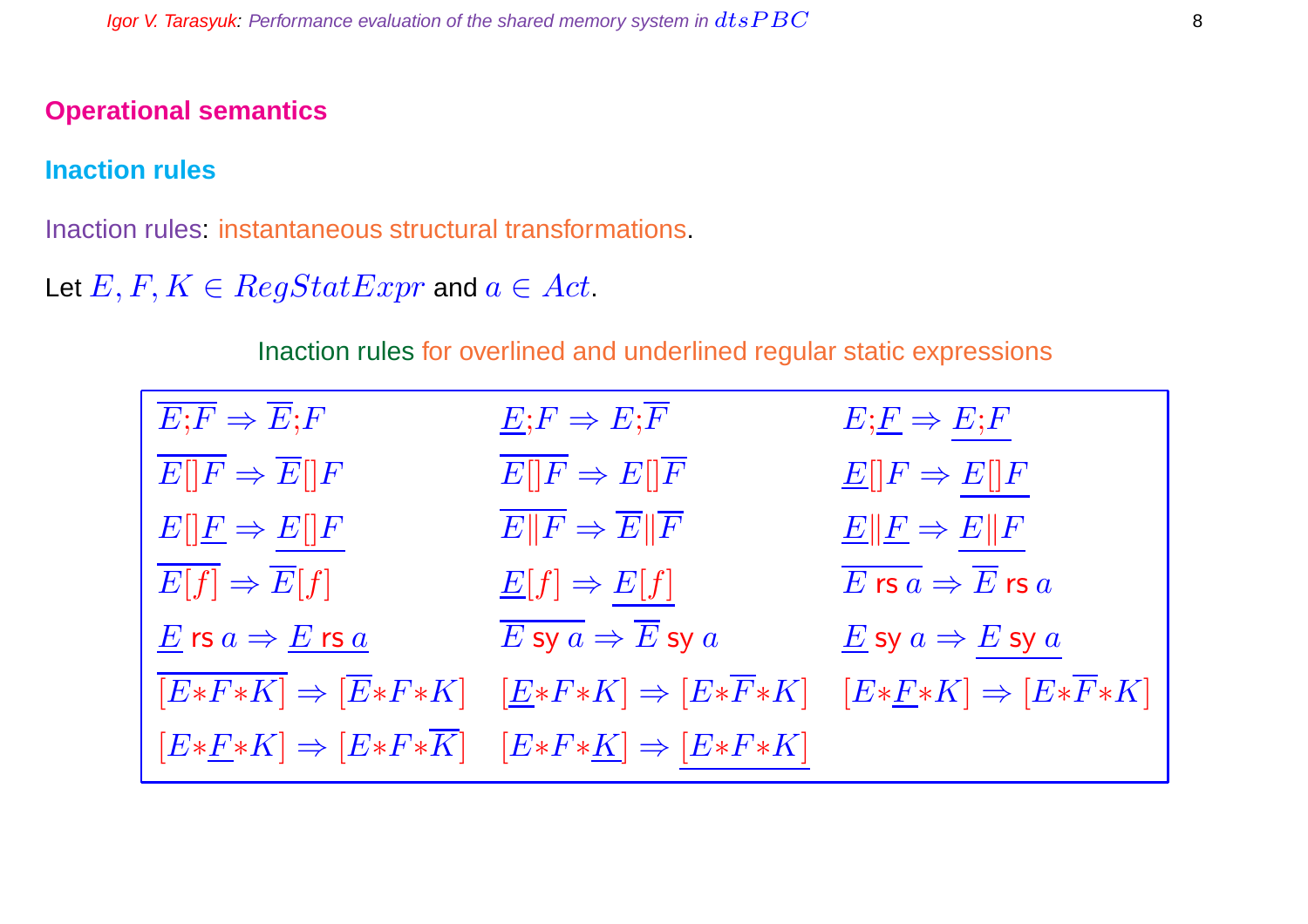## Operational semantics

### Inaction rules

Inaction rules: instantaneous structural transformations.

Let $E, F, K \in RegStatExpr$ and $a \in Act$.

Inaction rules for overlined and underlined regular static expressions

| | | |
|---|---|---|
| $\overline{E;F} \Rightarrow \overline{E};F$ | $\underline{E};F \Rightarrow E;\overline{F}$ | $E;\underline{F} \Rightarrow \underline{E;F}$ |
| $\overline{E[]F} \Rightarrow \overline{E}[]F$ | $\overline{E[]F} \Rightarrow E[]\overline{F}$ | $\underline{E}[]F \Rightarrow \underline{E[]F}$ |
| $E[]\underline{F} \Rightarrow \underline{E[]F}$ | $\overline{E\|F} \Rightarrow \overline{E}\|\overline{F}$ | $\underline{E}\|\underline{F} \Rightarrow \underline{E\|F}$ |
| $\overline{E[f]} \Rightarrow \overline{E}[f]$ | $\underline{E}[f] \Rightarrow \underline{E[f]}$ | $\overline{E \text{ rs } a} \Rightarrow \overline{E} \text{ rs } a$ |
| $\underline{E} \text{ rs } a \Rightarrow \underline{E \text{ rs } a}$ | $\overline{E \text{ sy } a} \Rightarrow \overline{E} \text{ sy } a$ | $\underline{E} \text{ sy } a \Rightarrow \underline{E \text{ sy } a}$ |
| $\overline{[E*F*K]} \Rightarrow [\overline{E}*F*K]$ | $[\underline{E}*F*K] \Rightarrow [E*\overline{F}*K]$ | $[E*\underline{F}*K] \Rightarrow [E*\overline{F}*K]$ |
| $[E*\underline{F}*K] \Rightarrow [E*F*\overline{K}]$ | $[E*F*\underline{K}] \Rightarrow \underline{[E*F*K]}$ | |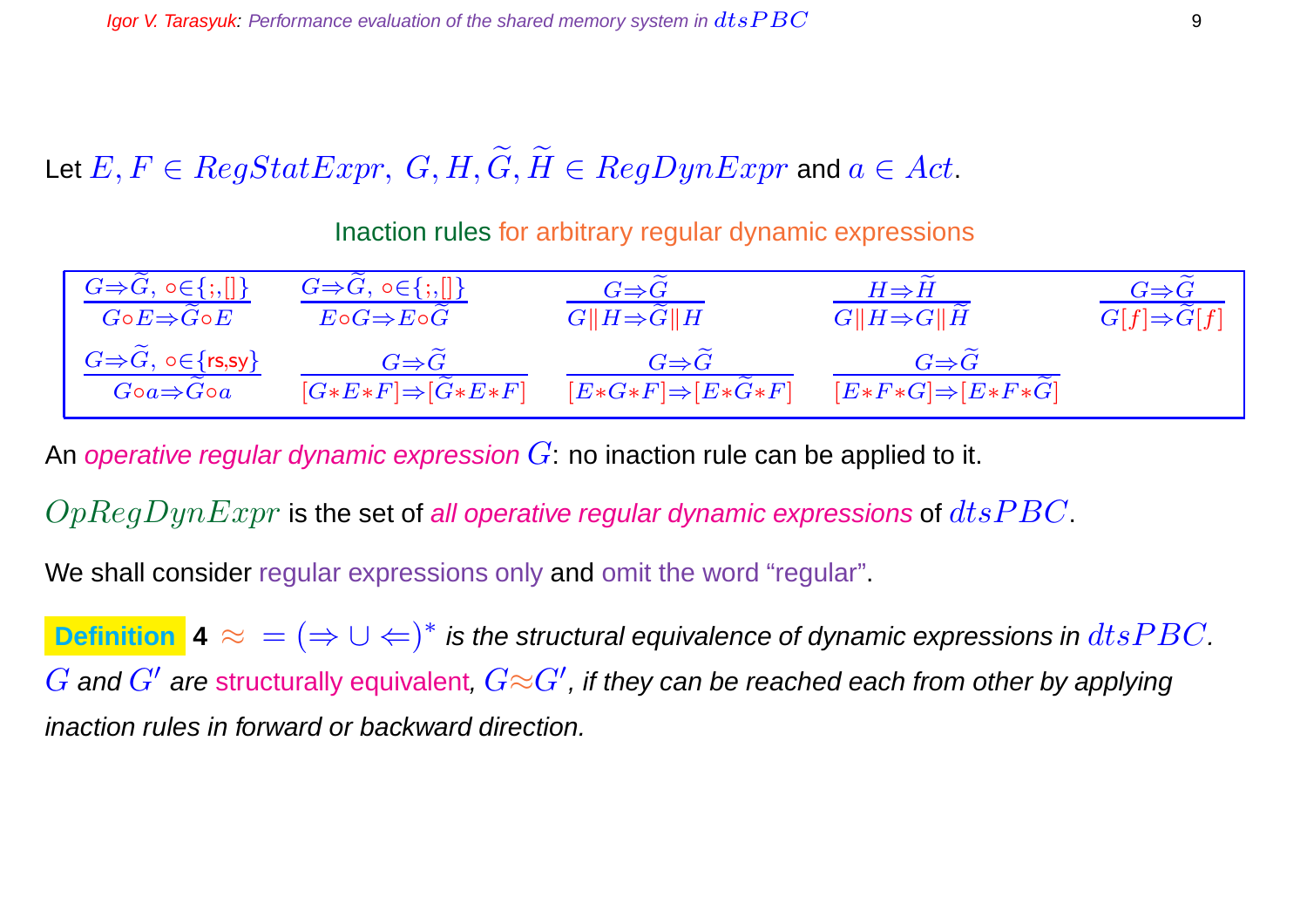Let $E, F \in RegStatExpr,\ G, H, \widetilde{G}, \widetilde{H} \in RegDynExpr$ and $a \in Act$.

Inaction rules for arbitrary regular dynamic expressions

$$\frac{G \Rightarrow \widetilde{G},\ \circ \in \{;, []\}}{G \circ E \Rightarrow \widetilde{G} \circ E} \qquad \frac{G \Rightarrow \widetilde{G},\ \circ \in \{;, []\}}{E \circ G \Rightarrow E \circ \widetilde{G}} \qquad \frac{G \Rightarrow \widetilde{G}}{G \| H \Rightarrow \widetilde{G} \| H} \qquad \frac{H \Rightarrow \widetilde{H}}{G \| H \Rightarrow G \| \widetilde{H}} \qquad \frac{G \Rightarrow \widetilde{G}}{G[f] \Rightarrow \widetilde{G}[f]}$$

$$\frac{G \Rightarrow \widetilde{G},\ \circ \in \{\mathsf{rs}, \mathsf{sy}\}}{G \circ a \Rightarrow \widetilde{G} \circ a} \qquad \frac{G \Rightarrow \widetilde{G}}{[G * E * F] \Rightarrow [\widetilde{G} * E * F]} \qquad \frac{G \Rightarrow \widetilde{G}}{[E * G * F] \Rightarrow [E * \widetilde{G} * F]} \qquad \frac{G \Rightarrow \widetilde{G}}{[E * F * G] \Rightarrow [E * F * \widetilde{G}]}$$

An *operative regular dynamic expression* $G$: no inaction rule can be applied to it.

$OpRegDynExpr$ is the set of *all operative regular dynamic expressions* of $dtsPBC$.

We shall consider regular expressions only and omit the word "regular".

**Definition 4** $\approx\ = (\Rightarrow \cup \Leftarrow)^*$ *is the structural equivalence of dynamic expressions in* $dtsPBC$. $G$ *and* $G'$ *are structurally equivalent,* $G \approx G'$*, if they can be reached each from other by applying inaction rules in forward or backward direction.*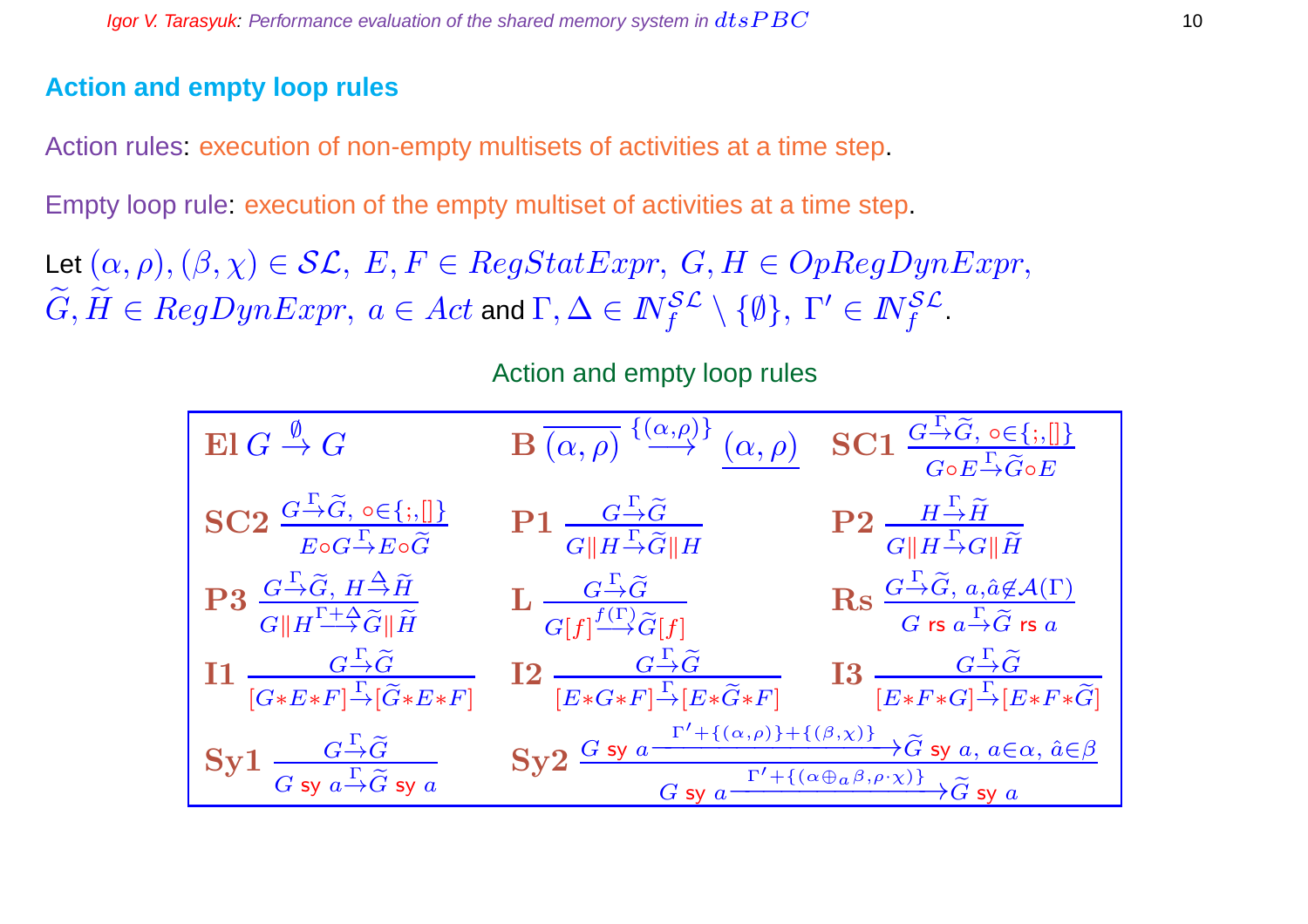## Action and empty loop rules

Action rules: execution of non-empty multisets of activities at a time step.

Empty loop rule: execution of the empty multiset of activities at a time step.

Let $(\alpha,\rho),(\beta,\chi)\in\mathcal{SL},\ E,F\in RegStatExpr,\ G,H\in OpRegDynExpr,$ $\widetilde{G},\widetilde{H}\in RegDynExpr,\ a\in Act$ and $\Gamma,\Delta\in I\!N_f^{\mathcal{SL}}\setminus\{\emptyset\},\ \Gamma'\in I\!N_f^{\mathcal{SL}}$.

Action and empty loop rules

$$\mathbf{El}\ G\stackrel{\emptyset}{\to}G \qquad \mathbf{B}\ \overline{(\alpha,\rho)}\stackrel{\{(\alpha,\rho)\}}{\longrightarrow}\underline{(\alpha,\rho)} \qquad \mathbf{SC1}\ \frac{G\stackrel{\Gamma}{\to}\widetilde{G},\ \circ\in\{;,[]\}}{G\circ E\stackrel{\Gamma}{\to}\widetilde{G}\circ E}$$

$$\mathbf{SC2}\ \frac{G\stackrel{\Gamma}{\to}\widetilde{G},\ \circ\in\{;,[]\}}{E\circ G\stackrel{\Gamma}{\to}E\circ\widetilde{G}} \qquad \mathbf{P1}\ \frac{G\stackrel{\Gamma}{\to}\widetilde{G}}{G\|H\stackrel{\Gamma}{\to}\widetilde{G}\|H} \qquad \mathbf{P2}\ \frac{H\stackrel{\Gamma}{\to}\widetilde{H}}{G\|H\stackrel{\Gamma}{\to}G\|\widetilde{H}}$$

$$\mathbf{P3}\ \frac{G\stackrel{\Gamma}{\to}\widetilde{G},\ H\stackrel{\Delta}{\to}\widetilde{H}}{G\|H\stackrel{\Gamma+\Delta}{\longrightarrow}\widetilde{G}\|\widetilde{H}} \qquad \mathbf{L}\ \frac{G\stackrel{\Gamma}{\to}\widetilde{G}}{G[f]\stackrel{f(\Gamma)}{\longrightarrow}\widetilde{G}[f]} \qquad \mathbf{Rs}\ \frac{G\stackrel{\Gamma}{\to}\widetilde{G},\ a,\hat{a}\not\in\mathcal{A}(\Gamma)}{G\ \mathsf{rs}\ a\stackrel{\Gamma}{\to}\widetilde{G}\ \mathsf{rs}\ a}$$

$$\mathbf{I1}\ \frac{G\stackrel{\Gamma}{\to}\widetilde{G}}{[G*E*F]\stackrel{\Gamma}{\to}[\widetilde{G}*E*F]} \qquad \mathbf{I2}\ \frac{G\stackrel{\Gamma}{\to}\widetilde{G}}{[E*G*F]\stackrel{\Gamma}{\to}[E*\widetilde{G}*F]} \qquad \mathbf{I3}\ \frac{G\stackrel{\Gamma}{\to}\widetilde{G}}{[E*F*G]\stackrel{\Gamma}{\to}[E*F*\widetilde{G}]}$$

$$\mathbf{Sy1}\ \frac{G\stackrel{\Gamma}{\to}\widetilde{G}}{G\ \mathsf{sy}\ a\stackrel{\Gamma}{\to}\widetilde{G}\ \mathsf{sy}\ a} \qquad \mathbf{Sy2}\ \frac{G\ \mathsf{sy}\ a\xrightarrow{\Gamma'+\{(\alpha,\rho)\}+\{(\beta,\chi)\}}\widetilde{G}\ \mathsf{sy}\ a,\ a\in\alpha,\ \hat{a}\in\beta}{G\ \mathsf{sy}\ a\xrightarrow{\Gamma'+\{(\alpha\oplus_a\beta,\rho\cdot\chi)\}}\widetilde{G}\ \mathsf{sy}\ a}$$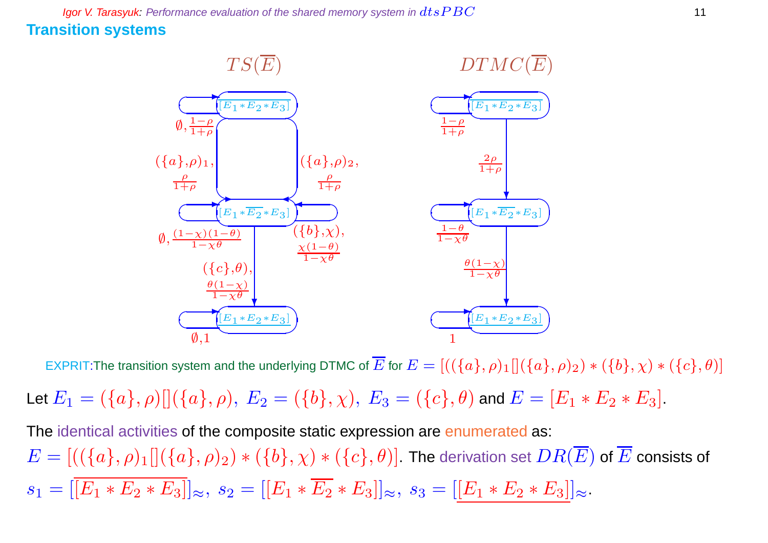## Transition systems

$TS(\overline{E})$ $\qquad$ $DTMC(\overline{E})$

EXPRIT:The transition system and the underlying DTMC of $\overline{E}$ for $E = [((\{a\},\rho)_1[](\{a\},\rho)_2) * (\{b\},\chi) * (\{c\},\theta)]$

Let $E_1 = (\{a\},\rho)[](\{a\},\rho),\ E_2 = (\{b\},\chi),\ E_3 = (\{c\},\theta)$ and $E = [E_1 * E_2 * E_3]$.

The identical activities of the composite static expression are enumerated as:
$E = [((\{a\},\rho)_1[](\{a\},\rho)_2) * (\{b\},\chi) * (\{c\},\theta)]$. The derivation set $DR(\overline{E})$ of $\overline{E}$ consists of
$s_1 = [\overline{[E_1 * E_2 * E_3]}]_\approx,\ s_2 = [[E_1 * \overline{E_2} * E_3]]_\approx,\ s_3 = [\underline{[E_1 * E_2 * E_3]}]_\approx$.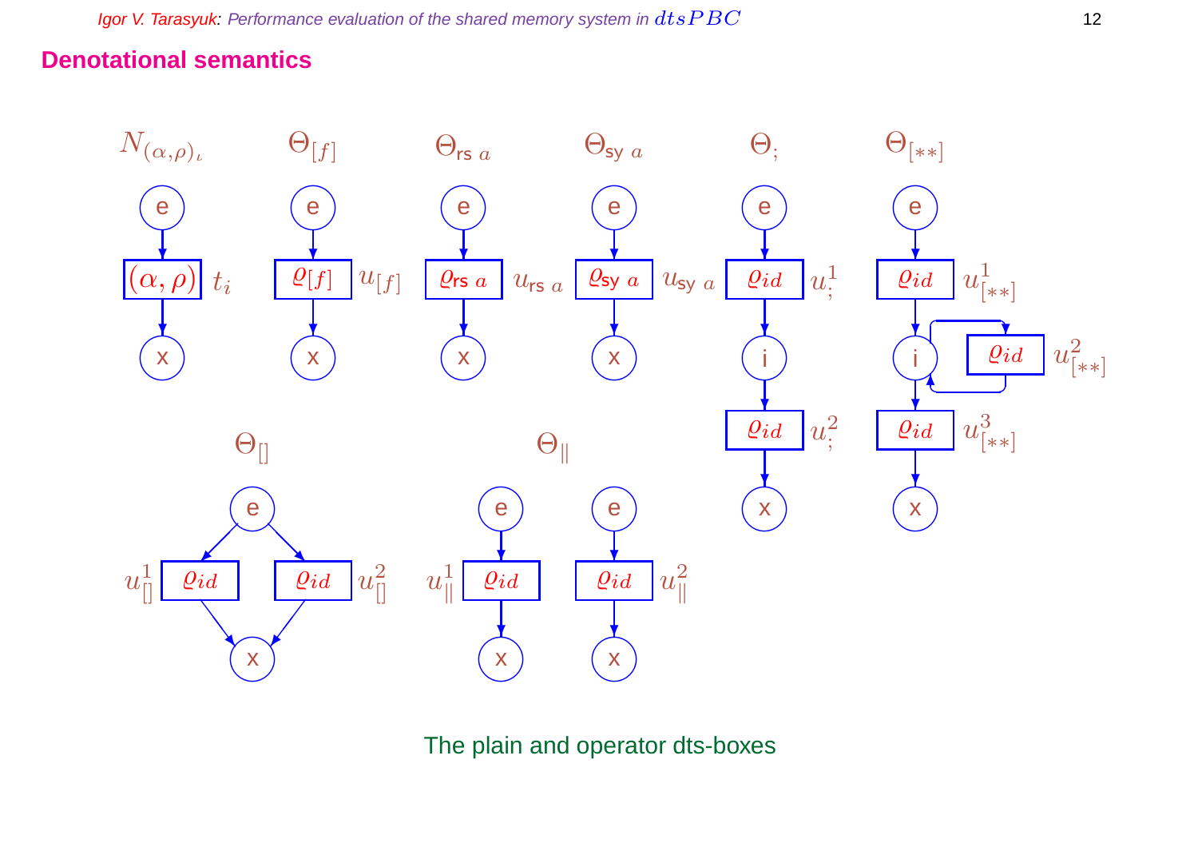## Denotational semantics

$N_{(\alpha,\rho)_\iota}$ $\Theta_{[f]}$ $\Theta_{\mathsf{rs}\ a}$ $\Theta_{\mathsf{sy}\ a}$ $\Theta_{;}$ $\Theta_{[**]}$

$(\alpha,\rho)$ $t_i$ $\varrho_{[f]}$ $u_{[f]}$ $\varrho_{\mathsf{rs}\ a}$ $u_{\mathsf{rs}\ a}$ $\varrho_{\mathsf{sy}\ a}$ $u_{\mathsf{sy}\ a}$ $\varrho_{id}$ $u^1_{;}$ $u^2_{;}$ $\varrho_{id}$ $u^1_{[**]}$ $u^2_{[**]}$ $u^3_{[**]}$

$\Theta_{[]}$ $u^1_{[]}$ $u^2_{[]}$ $\Theta_{\|}$ $u^1_{\|}$ $u^2_{\|}$

The plain and operator dts-boxes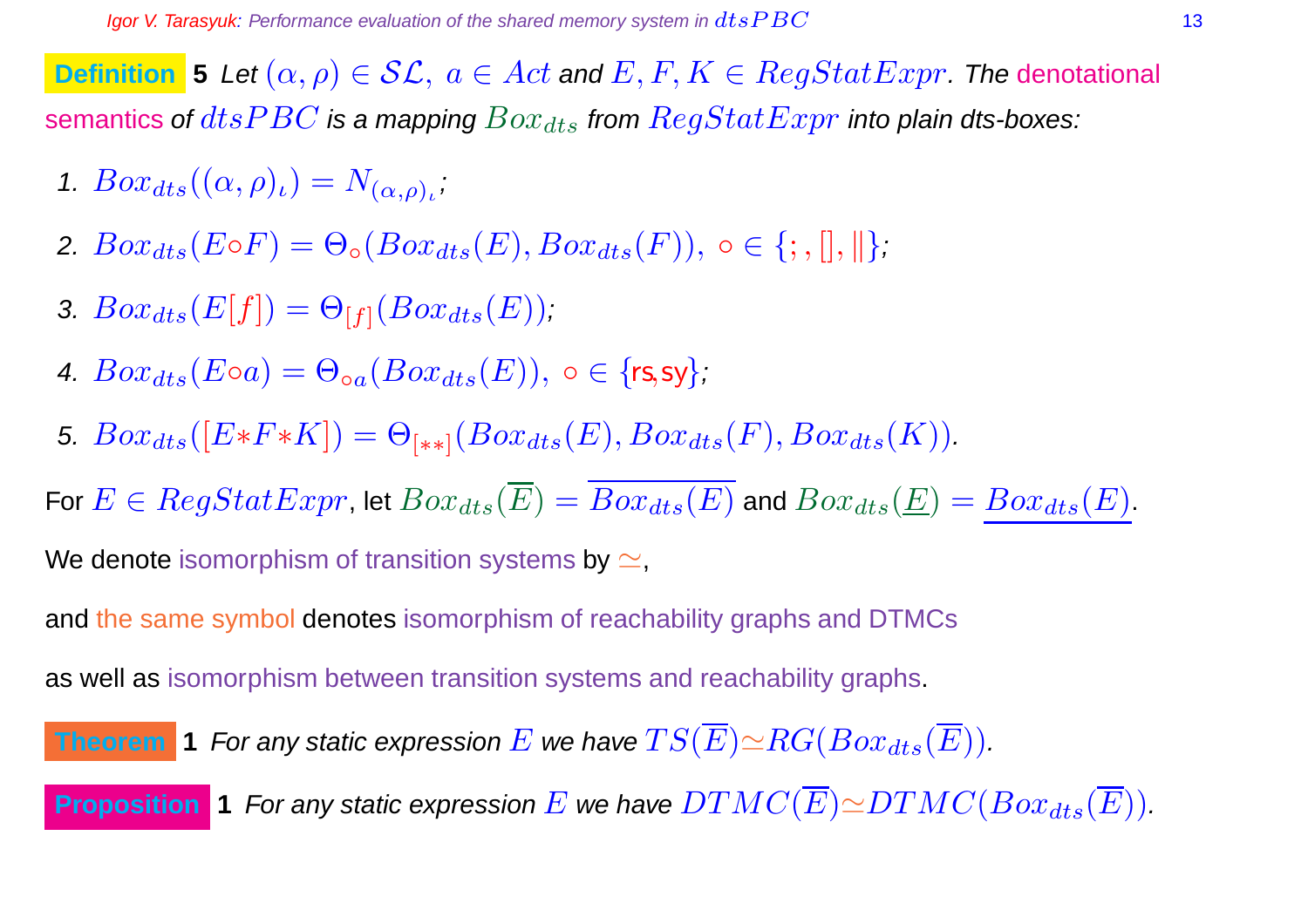**Definition 5** *Let $(\alpha, \rho) \in \mathcal{SL},\ a \in Act$ and $E, F, K \in RegStatExpr$. The* denotational semantics *of $dtsPBC$ is a mapping $Box_{dts}$ from $RegStatExpr$ into plain dts-boxes:*

1. $Box_{dts}((\alpha, \rho)_\iota) = N_{(\alpha,\rho)_\iota}$;
2. $Box_{dts}(E{\circ}F) = \Theta_\circ(Box_{dts}(E), Box_{dts}(F)),\ \circ \in \{;, [], \|\}$;
3. $Box_{dts}(E[f]) = \Theta_{[f]}(Box_{dts}(E))$;
4. $Box_{dts}(E{\circ}a) = \Theta_{\circ a}(Box_{dts}(E)),\ \circ \in \{\mathsf{rs}, \mathsf{sy}\}$;
5. $Box_{dts}([E{*}F{*}K]) = \Theta_{[**]}(Box_{dts}(E), Box_{dts}(F), Box_{dts}(K))$.

For $E \in RegStatExpr$, let $Box_{dts}(\overline{E}) = \overline{Box_{dts}(E)}$ and $Box_{dts}(\underline{E}) = \underline{Box_{dts}(E)}$.

We denote isomorphism of transition systems by $\simeq$,

and the same symbol denotes isomorphism of reachability graphs and DTMCs

as well as isomorphism between transition systems and reachability graphs.

**Theorem 1** *For any static expression $E$ we have $TS(\overline{E}) \simeq RG(Box_{dts}(\overline{E}))$.*

**Proposition 1** *For any static expression $E$ we have $DTMC(\overline{E}) \simeq DTMC(Box_{dts}(\overline{E}))$.*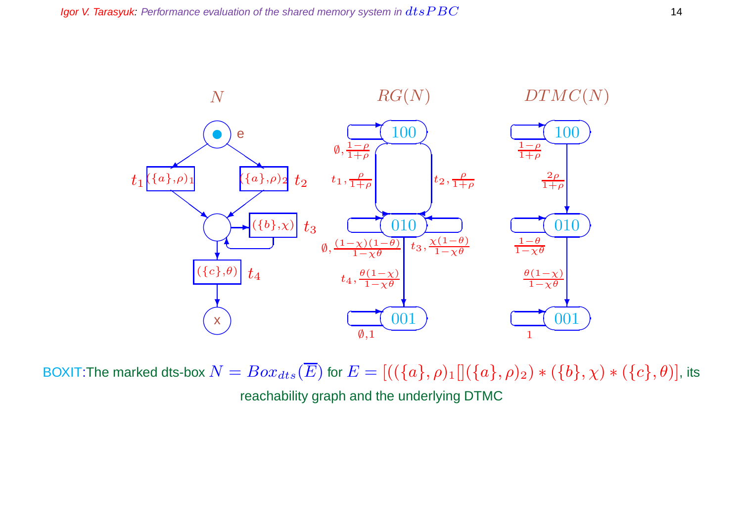BOXIT:The marked dts-box $N = Box_{dts}(\overline{E})$ for $E = [((\{a\},\rho)_1[](\{a\},\rho)_2) * (\{b\},\chi) * (\{c\},\theta)]$, its reachability graph and the underlying DTMC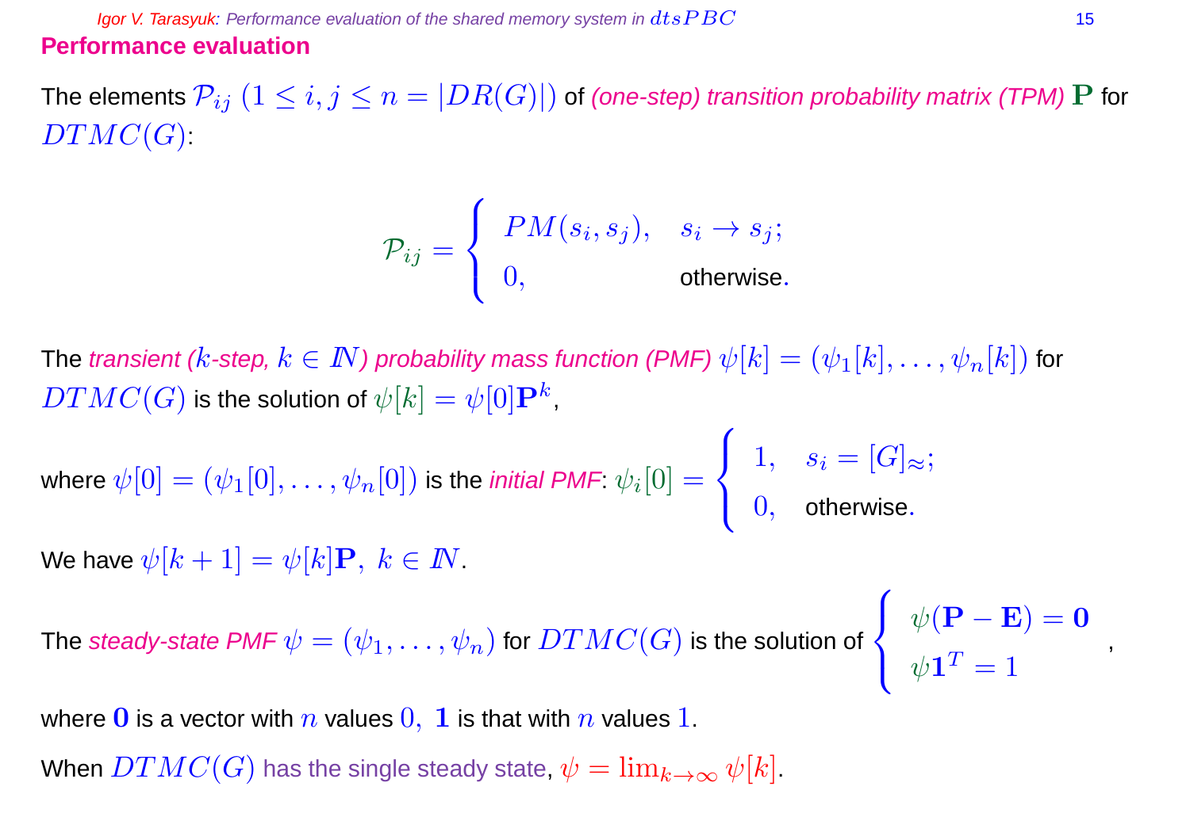## Performance evaluation

The elements $\mathcal{P}_{ij}\ (1 \le i, j \le n = |DR(G)|)$ of *(one-step) transition probability matrix (TPM)* $\mathbf{P}$ for $DTMC(G)$:

$$\mathcal{P}_{ij} = \begin{cases} PM(s_i, s_j), & s_i \rightarrow s_j; \\ 0, & \text{otherwise}. \end{cases}$$

The *transient ($k$-step, $k \in I\!N$) probability mass function (PMF)* $\psi[k] = (\psi_1[k], \ldots, \psi_n[k])$ for $DTMC(G)$ is the solution of $\psi[k] = \psi[0]\mathbf{P}^k$,

where $\psi[0] = (\psi_1[0], \ldots, \psi_n[0])$ is the *initial PMF*: $\psi_i[0] = \begin{cases} 1, & s_i = [G]_\approx; \\ 0, & \text{otherwise}. \end{cases}$

We have $\psi[k+1] = \psi[k]\mathbf{P},\ k \in I\!N$.

The *steady-state PMF* $\psi = (\psi_1, \ldots, \psi_n)$ for $DTMC(G)$ is the solution of $\begin{cases} \psi(\mathbf{P} - \mathbf{E}) = \mathbf{0} \\ \psi \mathbf{1}^T = 1 \end{cases}$,

where $\mathbf{0}$ is a vector with $n$ values $0$, $\mathbf{1}$ is that with $n$ values $1$.

When $DTMC(G)$ has the single steady state, $\psi = \lim_{k\to\infty} \psi[k]$.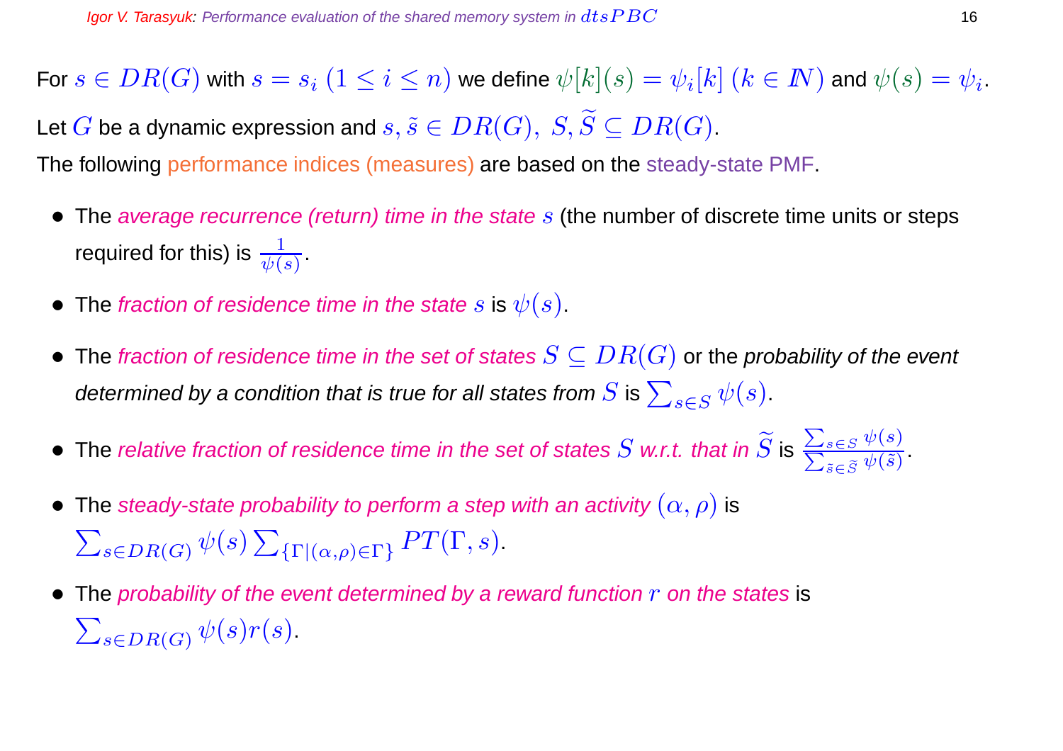For $s \in DR(G)$ with $s = s_i$ $(1 \leq i \leq n)$ we define $\psi[k](s) = \psi_i[k]$ $(k \in \mathbb{N})$ and $\psi(s) = \psi_i$.

Let $G$ be a dynamic expression and $s, \tilde{s} \in DR(G),\ S, \widetilde{S} \subseteq DR(G)$.

The following performance indices (measures) are based on the steady-state PMF.

- The *average recurrence (return) time in the state* $s$ (the number of discrete time units or steps required for this) is $\frac{1}{\psi(s)}$.
- The *fraction of residence time in the state* $s$ is $\psi(s)$.
- The *fraction of residence time in the set of states* $S \subseteq DR(G)$ or the *probability of the event determined by a condition that is true for all states from* $S$ is $\sum_{s \in S} \psi(s)$.
- The *relative fraction of residence time in the set of states* $S$ *w.r.t. that in* $\widetilde{S}$ is $\frac{\sum_{s \in S} \psi(s)}{\sum_{\tilde{s} \in \widetilde{S}} \psi(\tilde{s})}$.
- The *steady-state probability to perform a step with an activity* $(\alpha, \rho)$ is $\sum_{s \in DR(G)} \psi(s) \sum_{\{\Gamma | (\alpha, \rho) \in \Gamma\}} PT(\Gamma, s)$.
- The *probability of the event determined by a reward function* $r$ *on the states* is $\sum_{s \in DR(G)} \psi(s) r(s)$.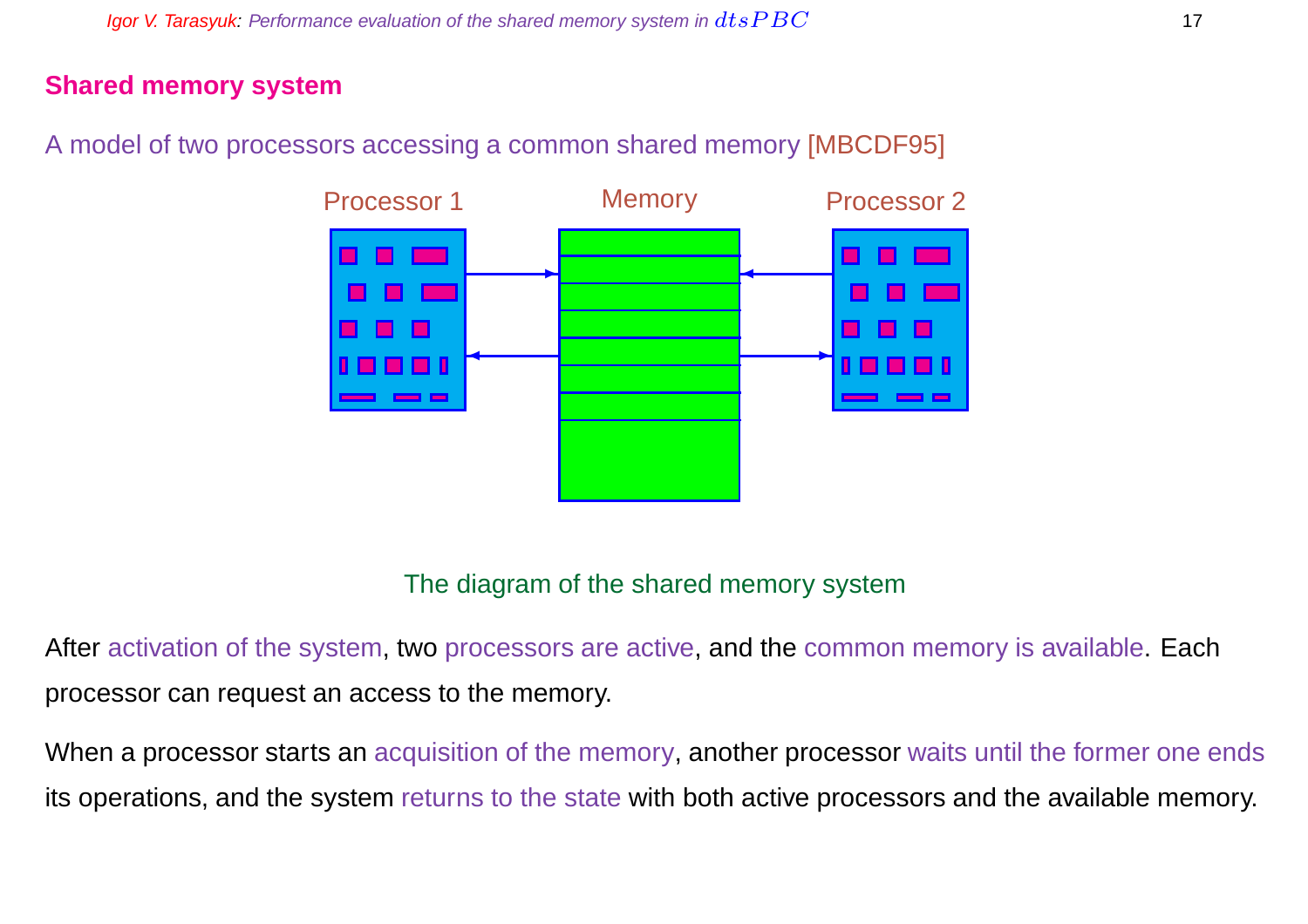## Shared memory system

A model of two processors accessing a common shared memory [MBCDF95]

The diagram of the shared memory system

After activation of the system, two processors are active, and the common memory is available. Each processor can request an access to the memory.

When a processor starts an acquisition of the memory, another processor waits until the former one ends its operations, and the system returns to the state with both active processors and the available memory.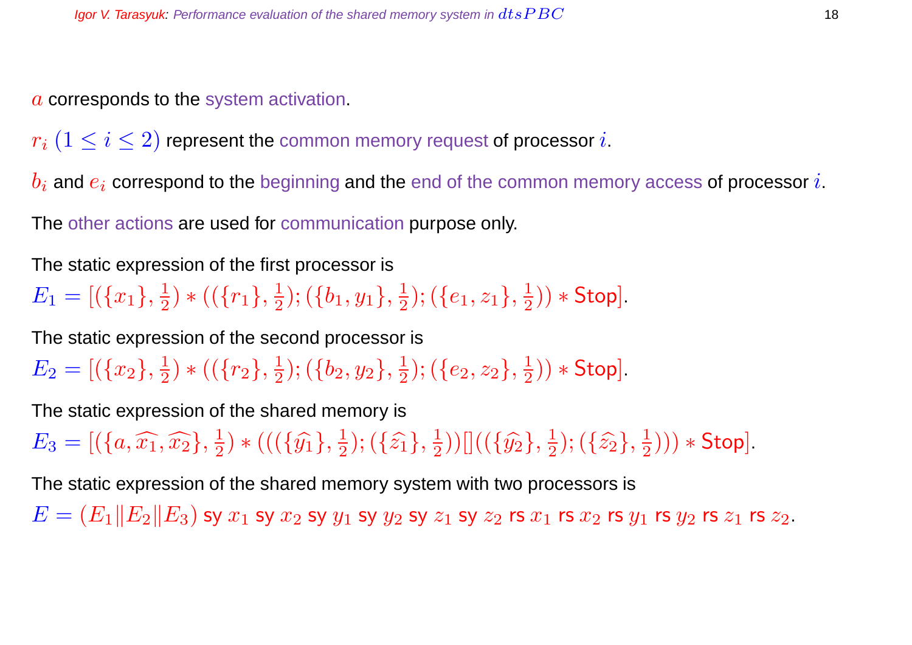$a$ corresponds to the system activation.

$r_i$ $(1 \leq i \leq 2)$ represent the common memory request of processor $i$.

$b_i$ and $e_i$ correspond to the beginning and the end of the common memory access of processor $i$.

The other actions are used for communication purpose only.

The static expression of the first processor is

$E_1 = [(\{x_1\}, \frac{1}{2}) * ((\{r_1\}, \frac{1}{2}); (\{b_1, y_1\}, \frac{1}{2}); (\{e_1, z_1\}, \frac{1}{2})) * \mathsf{Stop}]$.

The static expression of the second processor is

$E_2 = [(\{x_2\}, \frac{1}{2}) * ((\{r_2\}, \frac{1}{2}); (\{b_2, y_2\}, \frac{1}{2}); (\{e_2, z_2\}, \frac{1}{2})) * \mathsf{Stop}]$.

The static expression of the shared memory is

$E_3 = [(\{a, \widehat{x_1}, \widehat{x_2}\}, \frac{1}{2}) * (((\{\widehat{y_1}\}, \frac{1}{2}); (\{\widehat{z_1}\}, \frac{1}{2}))[]((\{\widehat{y_2}\}, \frac{1}{2}); (\{\widehat{z_2}\}, \frac{1}{2}))) * \mathsf{Stop}]$.

The static expression of the shared memory system with two processors is

$E = (E_1 \| E_2 \| E_3)$ sy $x_1$ sy $x_2$ sy $y_1$ sy $y_2$ sy $z_1$ sy $z_2$ rs $x_1$ rs $x_2$ rs $y_1$ rs $y_2$ rs $z_1$ rs $z_2$.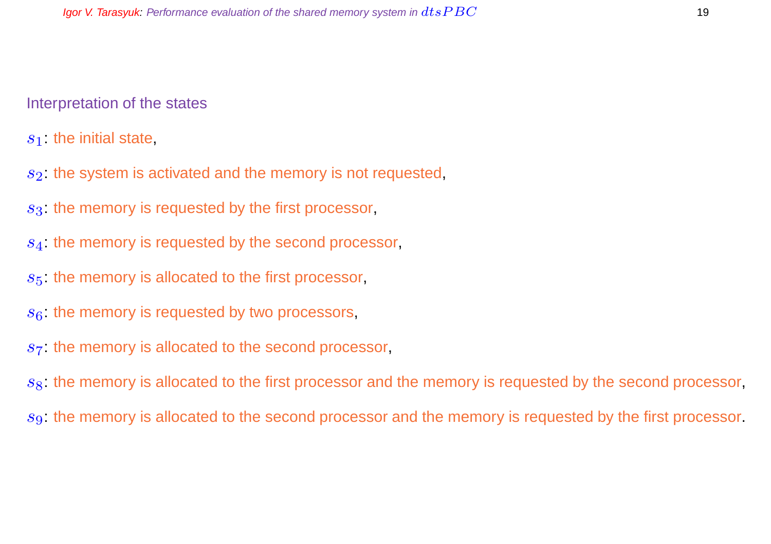## Interpretation of the states

$s_1$: the initial state,

$s_2$: the system is activated and the memory is not requested,

$s_3$: the memory is requested by the first processor,

$s_4$: the memory is requested by the second processor,

$s_5$: the memory is allocated to the first processor,

$s_6$: the memory is requested by two processors,

$s_7$: the memory is allocated to the second processor,

$s_8$: the memory is allocated to the first processor and the memory is requested by the second processor,

$s_9$: the memory is allocated to the second processor and the memory is requested by the first processor.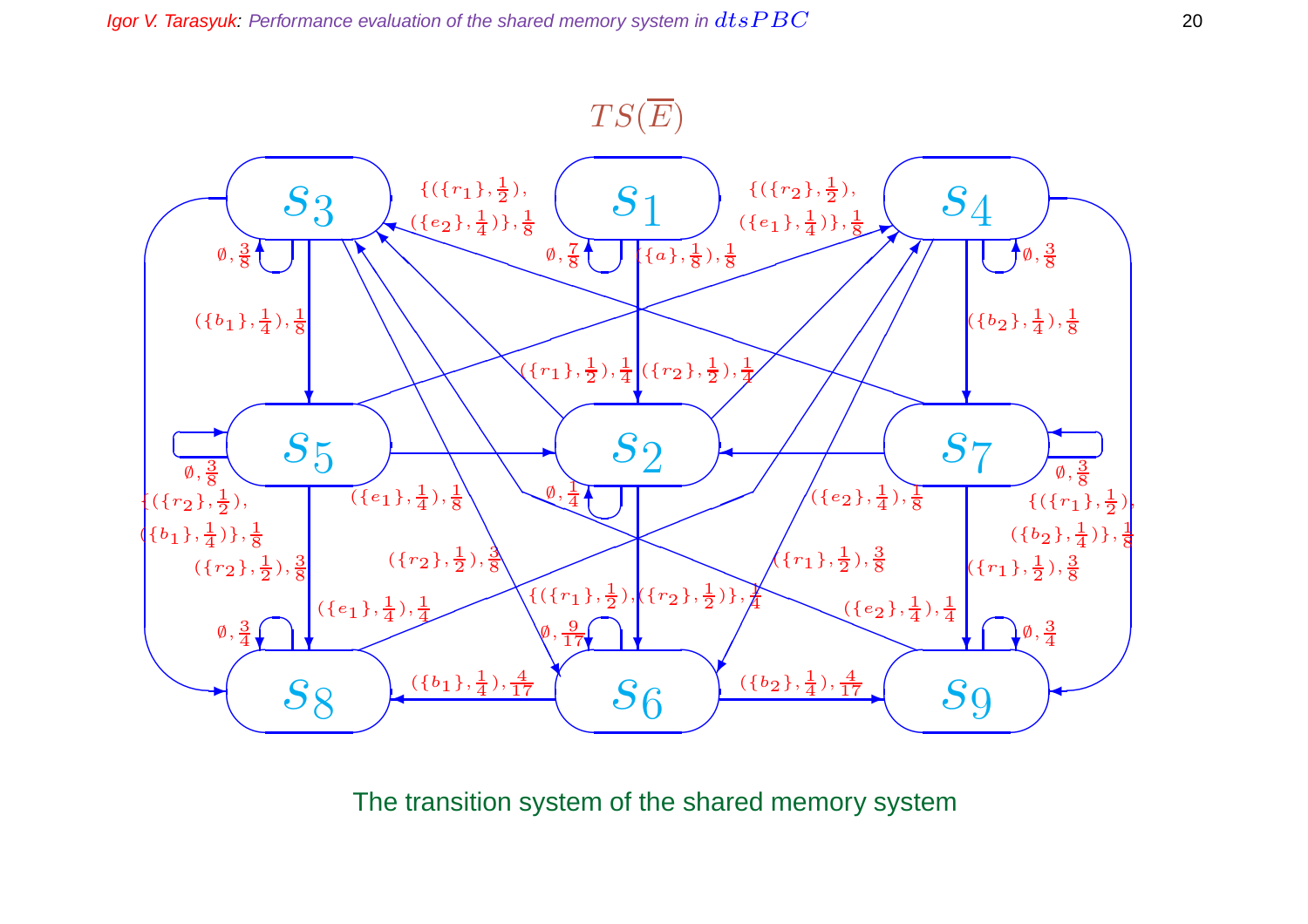$TS(\overline{E})$

$s_3$ $s_1$ $s_4$

$\{(\{r_1\}, \frac{1}{2}), (\{e_2\}, \frac{1}{4})\}, \frac{1}{8}$

$\{(\{r_2\}, \frac{1}{2}), (\{e_1\}, \frac{1}{4})\}, \frac{1}{8}$

$\emptyset, \frac{3}{8}$ $\emptyset, \frac{7}{8}$ $(\{a\}, \frac{1}{8}), \frac{1}{8}$ $\emptyset, \frac{3}{8}$

$(\{b_1\}, \frac{1}{4}), \frac{1}{8}$ $(\{b_2\}, \frac{1}{4}), \frac{1}{8}$

$(\{r_1\}, \frac{1}{2}), \frac{1}{4}$ $(\{r_2\}, \frac{1}{2}), \frac{1}{4}$

$s_5$ $s_2$ $s_7$

$\emptyset, \frac{3}{8}$ $(\{e_1\}, \frac{1}{4}), \frac{1}{8}$ $\emptyset, \frac{1}{4}$ $(\{e_2\}, \frac{1}{4}), \frac{1}{8}$ $\emptyset, \frac{3}{8}$

$\{(\{r_2\}, \frac{1}{2}), (\{b_1\}, \frac{1}{4})\}, \frac{1}{8}$

$\{(\{r_1\}, \frac{1}{2}), (\{b_2\}, \frac{1}{4})\}, \frac{1}{8}$

$(\{r_2\}, \frac{1}{2}), \frac{3}{8}$ $(\{r_2\}, \frac{1}{2}), \frac{3}{8}$ $(\{r_1\}, \frac{1}{2}), \frac{3}{8}$ $(\{r_1\}, \frac{1}{2}), \frac{3}{8}$

$(\{e_1\}, \frac{1}{4}), \frac{1}{4}$ $\{(\{r_1\}, \frac{1}{2}), (\{r_2\}, \frac{1}{2})\}, \frac{1}{4}$ $(\{e_2\}, \frac{1}{4}), \frac{1}{4}$

$\emptyset, \frac{3}{4}$ $\emptyset, \frac{9}{17}$ $\emptyset, \frac{3}{4}$

$s_8$ $(\{b_1\}, \frac{1}{4}), \frac{4}{17}$ $s_6$ $(\{b_2\}, \frac{1}{4}), \frac{4}{17}$ $s_9$

The transition system of the shared memory system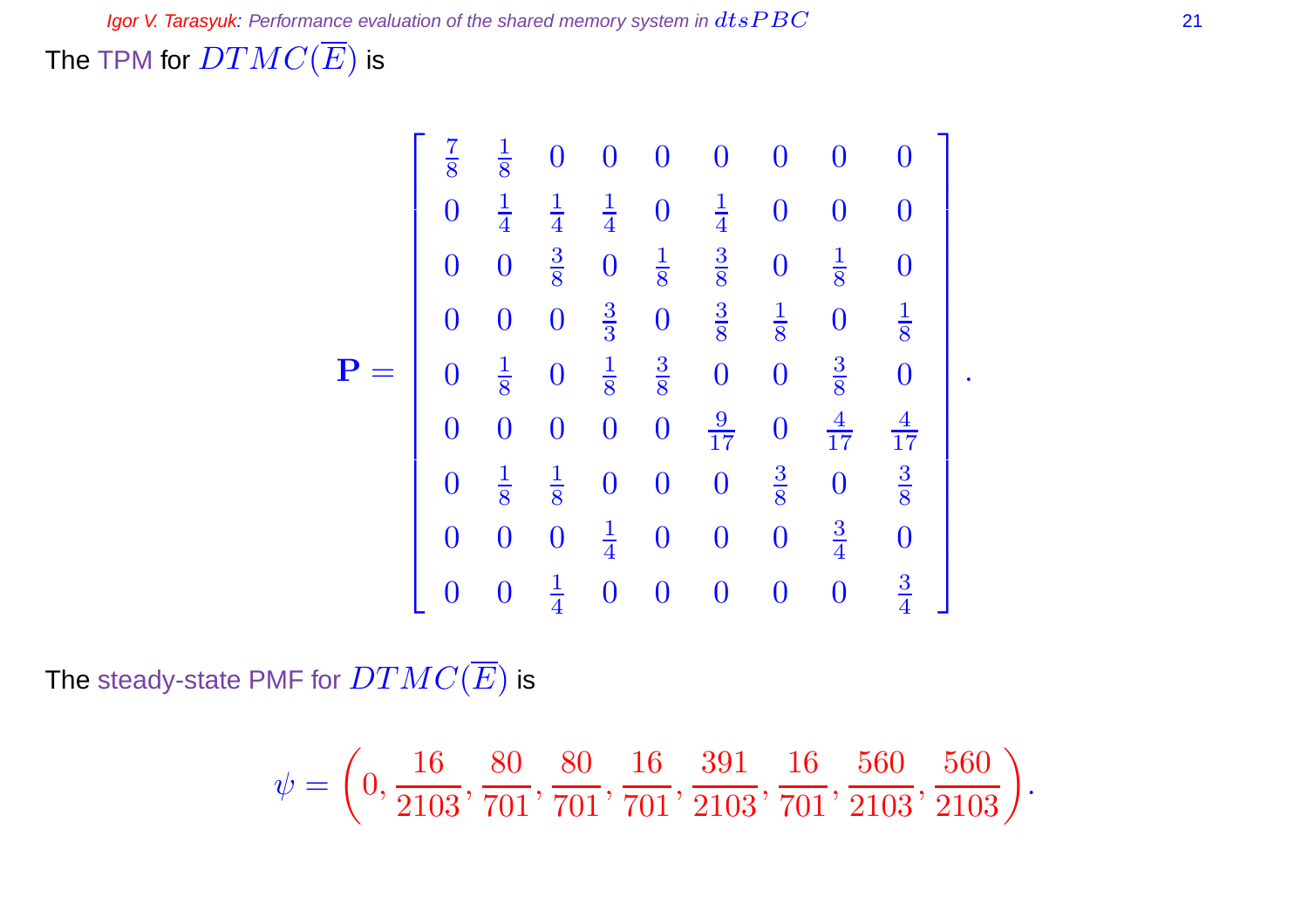The TPM for $DTMC(\overline{E})$ is

$$
\mathbf{P} = \begin{bmatrix}
\frac{7}{8} & \frac{1}{8} & 0 & 0 & 0 & 0 & 0 & 0 & 0 \\
0 & \frac{1}{4} & \frac{1}{4} & \frac{1}{4} & 0 & \frac{1}{4} & 0 & 0 & 0 \\
0 & 0 & \frac{3}{8} & 0 & \frac{1}{8} & \frac{3}{8} & 0 & \frac{1}{8} & 0 \\
0 & 0 & 0 & \frac{3}{3} & 0 & \frac{3}{8} & \frac{1}{8} & 0 & \frac{1}{8} \\
0 & \frac{1}{8} & 0 & \frac{1}{8} & \frac{3}{8} & 0 & 0 & \frac{3}{8} & 0 \\
0 & 0 & 0 & 0 & 0 & \frac{9}{17} & 0 & \frac{4}{17} & \frac{4}{17} \\
0 & \frac{1}{8} & \frac{1}{8} & 0 & 0 & 0 & \frac{3}{8} & 0 & \frac{3}{8} \\
0 & 0 & 0 & \frac{1}{4} & 0 & 0 & 0 & \frac{3}{4} & 0 \\
0 & 0 & \frac{1}{4} & 0 & 0 & 0 & 0 & 0 & \frac{3}{4}
\end{bmatrix}.
$$

The steady-state PMF for $DTMC(\overline{E})$ is

$$
\psi = \left(0, \frac{16}{2103}, \frac{80}{701}, \frac{80}{701}, \frac{16}{701}, \frac{391}{2103}, \frac{16}{701}, \frac{560}{2103}, \frac{560}{2103}\right).
$$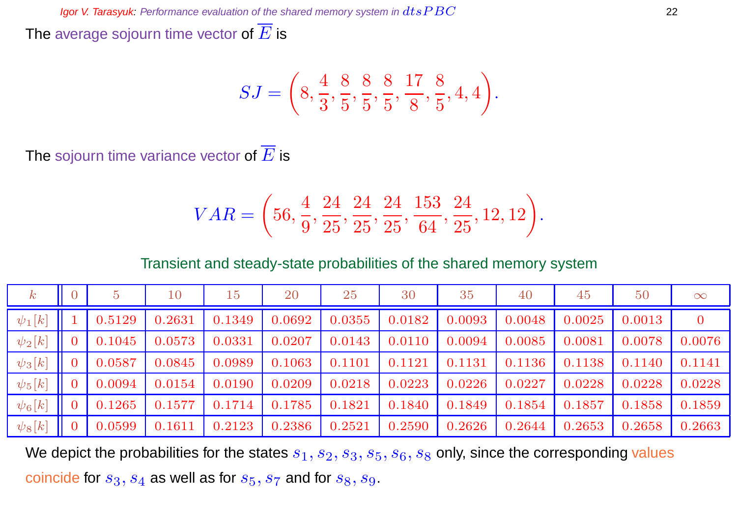The average sojourn time vector of $\overline{E}$ is

$$SJ = \left(8, \frac{4}{3}, \frac{8}{5}, \frac{8}{5}, \frac{8}{5}, \frac{17}{8}, \frac{8}{5}, 4, 4\right).$$

The sojourn time variance vector of $\overline{E}$ is

$$VAR = \left(56, \frac{4}{9}, \frac{24}{25}, \frac{24}{25}, \frac{24}{25}, \frac{153}{64}, \frac{24}{25}, 12, 12\right).$$

Transient and steady-state probabilities of the shared memory system

| $k$ | 0 | 5 | 10 | 15 | 20 | 25 | 30 | 35 | 40 | 45 | 50 | $\infty$ |
|---|---|---|---|---|---|---|---|---|---|---|---|---|
| $\psi_1[k]$ | 1 | 0.5129 | 0.2631 | 0.1349 | 0.0692 | 0.0355 | 0.0182 | 0.0093 | 0.0048 | 0.0025 | 0.0013 | 0 |
| $\psi_2[k]$ | 0 | 0.1045 | 0.0573 | 0.0331 | 0.0207 | 0.0143 | 0.0110 | 0.0094 | 0.0085 | 0.0081 | 0.0078 | 0.0076 |
| $\psi_3[k]$ | 0 | 0.0587 | 0.0845 | 0.0989 | 0.1063 | 0.1101 | 0.1121 | 0.1131 | 0.1136 | 0.1138 | 0.1140 | 0.1141 |
| $\psi_5[k]$ | 0 | 0.0094 | 0.0154 | 0.0190 | 0.0209 | 0.0218 | 0.0223 | 0.0226 | 0.0227 | 0.0228 | 0.0228 | 0.0228 |
| $\psi_6[k]$ | 0 | 0.1265 | 0.1577 | 0.1714 | 0.1785 | 0.1821 | 0.1840 | 0.1849 | 0.1854 | 0.1857 | 0.1858 | 0.1859 |
| $\psi_8[k]$ | 0 | 0.0599 | 0.1611 | 0.2123 | 0.2386 | 0.2521 | 0.2590 | 0.2626 | 0.2644 | 0.2653 | 0.2658 | 0.2663 |

We depict the probabilities for the states $s_1, s_2, s_3, s_5, s_6, s_8$ only, since the corresponding values coincide for $s_3, s_4$ as well as for $s_5, s_7$ and for $s_8, s_9$.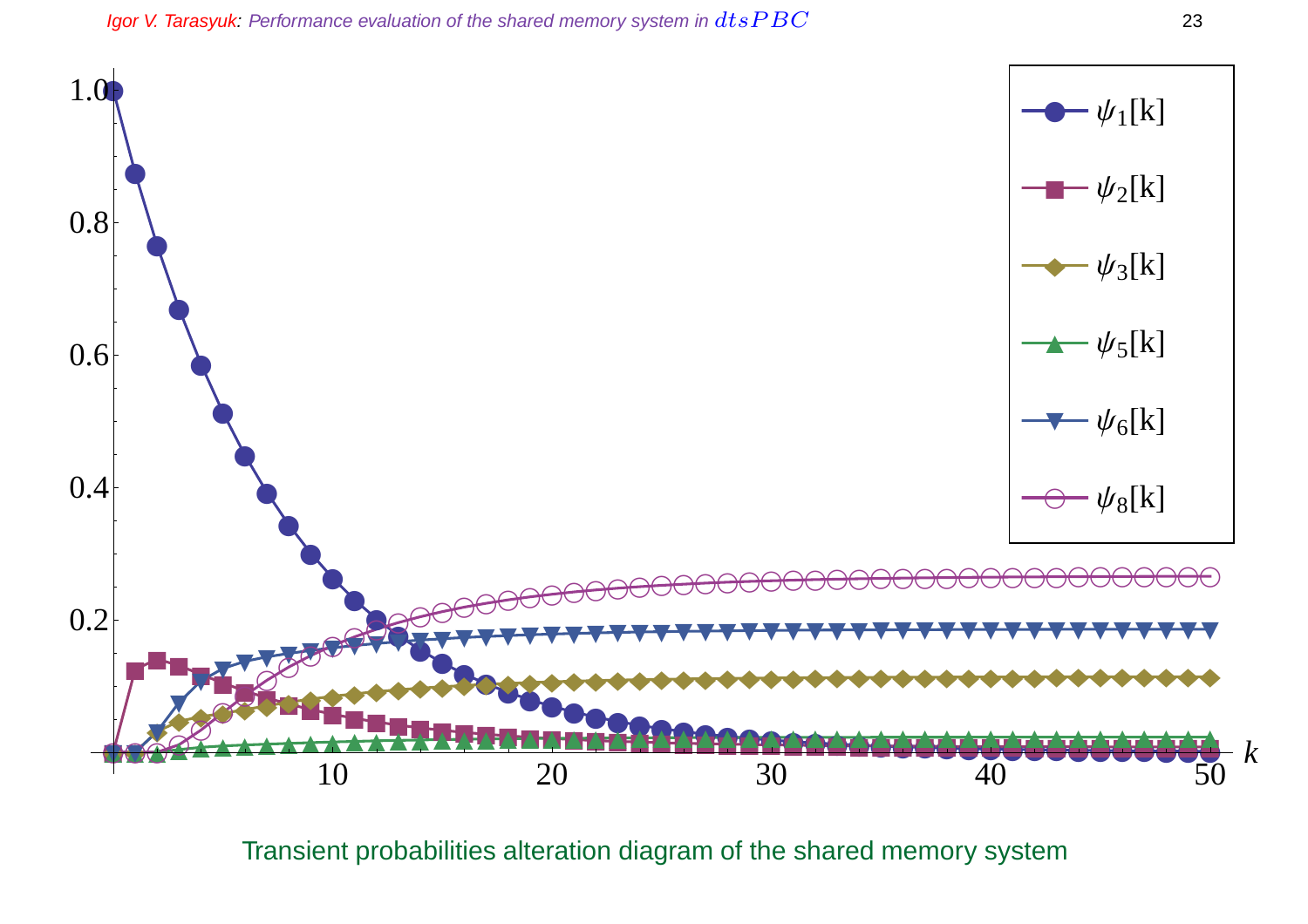Transient probabilities alteration diagram of the shared memory system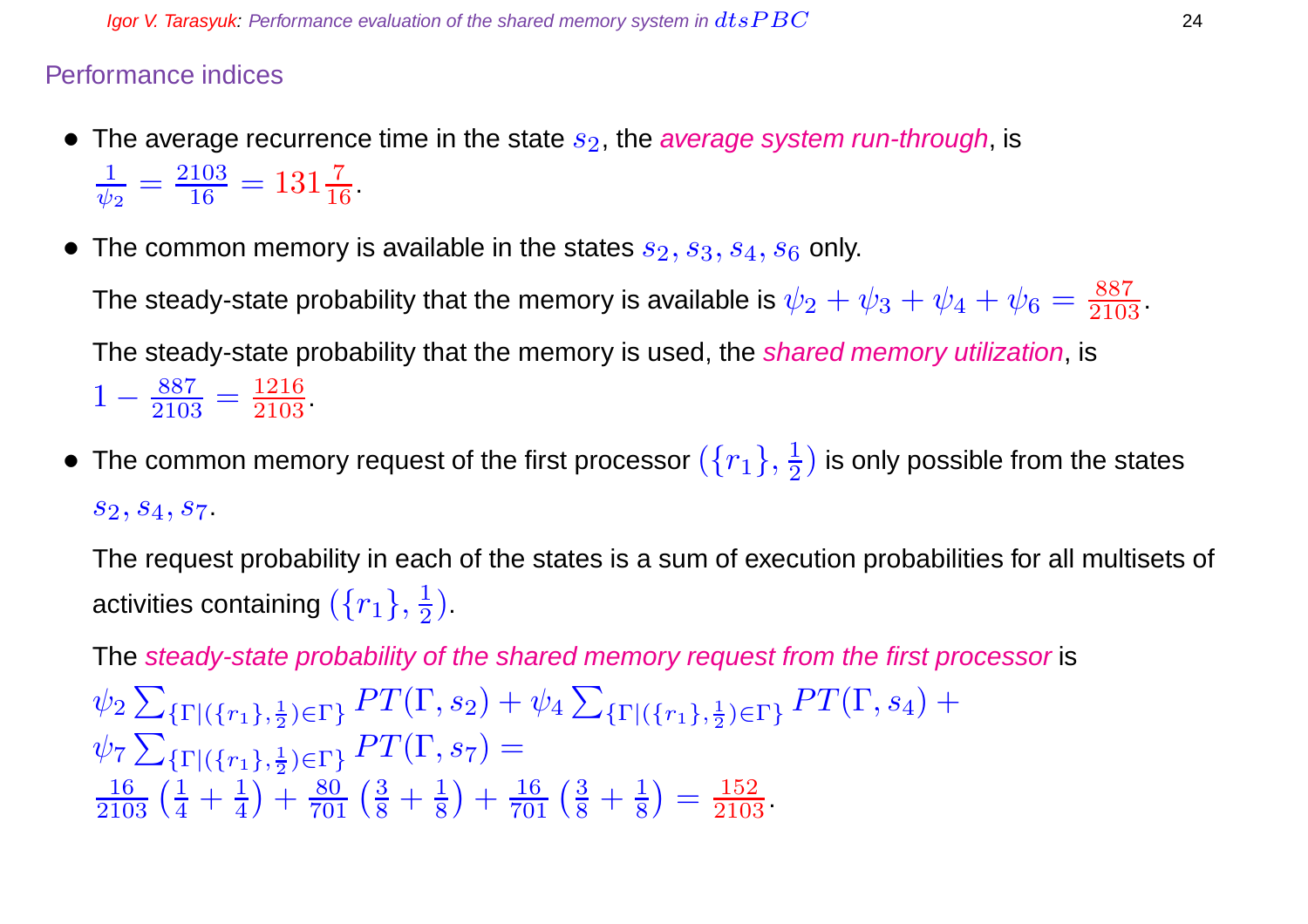## Performance indices

- The average recurrence time in the state $s_2$, the *average system run-through*, is $\frac{1}{\psi_2} = \frac{2103}{16} = 131\frac{7}{16}$.

- The common memory is available in the states $s_2, s_3, s_4, s_6$ only.

  The steady-state probability that the memory is available is $\psi_2 + \psi_3 + \psi_4 + \psi_6 = \frac{887}{2103}$.

  The steady-state probability that the memory is used, the *shared memory utilization*, is $1 - \frac{887}{2103} = \frac{1216}{2103}$.

- The common memory request of the first processor $(\{r_1\}, \frac{1}{2})$ is only possible from the states $s_2, s_4, s_7$.

  The request probability in each of the states is a sum of execution probabilities for all multisets of activities containing $(\{r_1\}, \frac{1}{2})$.

  The *steady-state probability of the shared memory request from the first processor* is

  $$\psi_2 \sum_{\{\Gamma | (\{r_1\}, \frac{1}{2}) \in \Gamma\}} PT(\Gamma, s_2) + \psi_4 \sum_{\{\Gamma | (\{r_1\}, \frac{1}{2}) \in \Gamma\}} PT(\Gamma, s_4) + \psi_7 \sum_{\{\Gamma | (\{r_1\}, \frac{1}{2}) \in \Gamma\}} PT(\Gamma, s_7) =$$
  $$\frac{16}{2103}\left(\frac{1}{4} + \frac{1}{4}\right) + \frac{80}{701}\left(\frac{3}{8} + \frac{1}{8}\right) + \frac{16}{701}\left(\frac{3}{8} + \frac{1}{8}\right) = \frac{152}{2103}.$$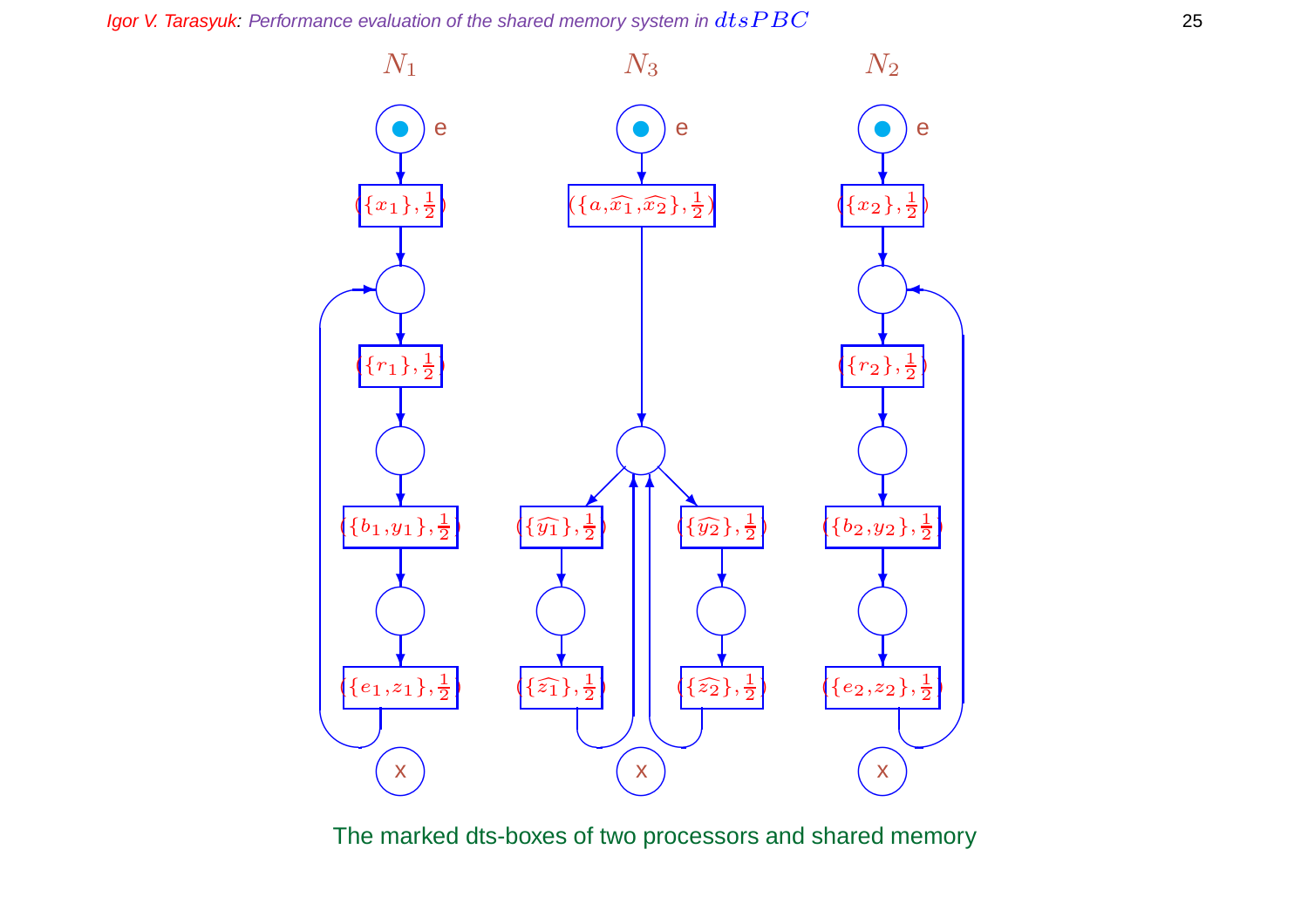$N_1$ $N_3$ $N_2$

$(\{x_1\}, \frac{1}{2})$ $(\{a, \widehat{x_1}, \widehat{x_2}\}, \frac{1}{2})$ $(\{x_2\}, \frac{1}{2})$

$(\{r_1\}, \frac{1}{2})$ $(\{r_2\}, \frac{1}{2})$

$(\{b_1, y_1\}, \frac{1}{2})$ $(\{\widehat{y_1}\}, \frac{1}{2})$ $(\{\widehat{y_2}\}, \frac{1}{2})$ $(\{b_2, y_2\}, \frac{1}{2})$

$(\{e_1, z_1\}, \frac{1}{2})$ $(\{\widehat{z_1}\}, \frac{1}{2})$ $(\{\widehat{z_2}\}, \frac{1}{2})$ $(\{e_2, z_2\}, \frac{1}{2})$

The marked dts-boxes of two processors and shared memory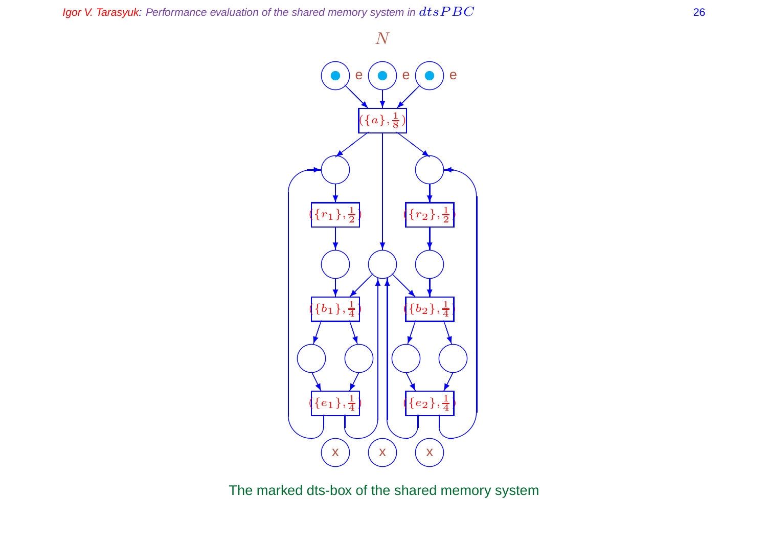$N$

The marked dts-box of the shared memory system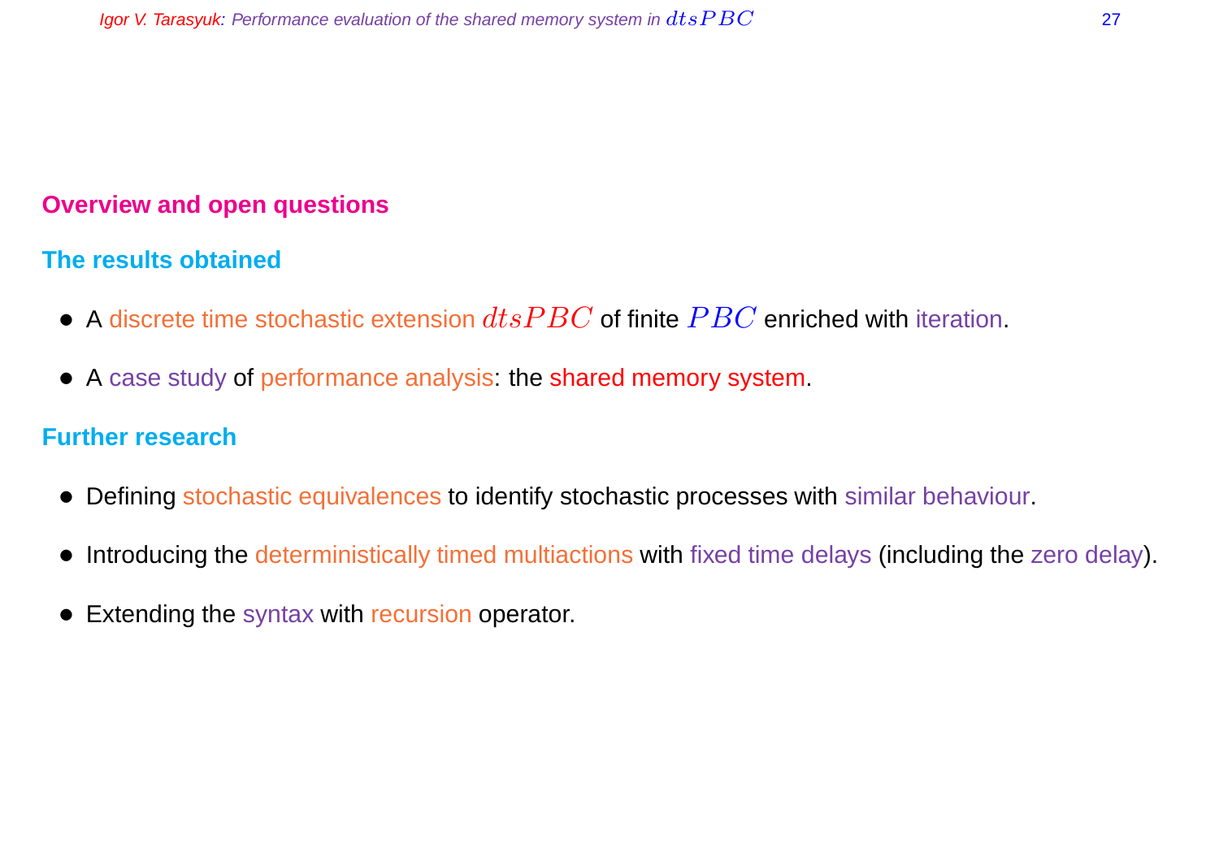## Overview and open questions

### The results obtained

- A discrete time stochastic extension $dtsPBC$ of finite $PBC$ enriched with iteration.
- A case study of performance analysis: the shared memory system.

### Further research

- Defining stochastic equivalences to identify stochastic processes with similar behaviour.
- Introducing the deterministically timed multiactions with fixed time delays (including the zero delay).
- Extending the syntax with recursion operator.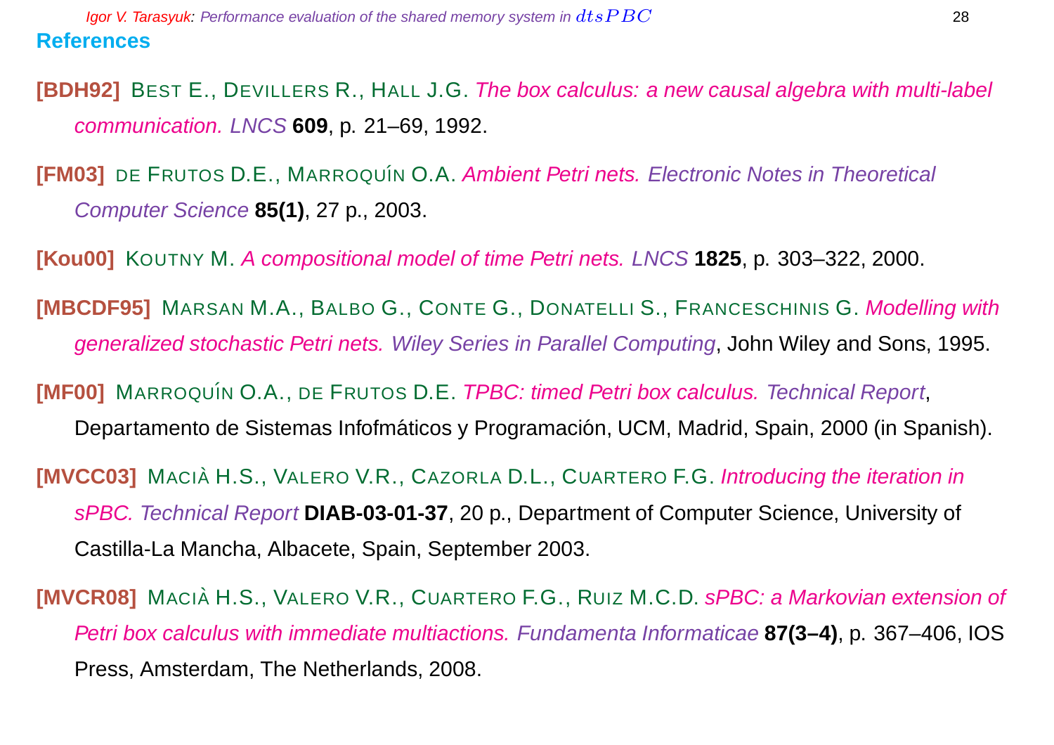## References

**[BDH92]** Best E., Devillers R., Hall J.G. *The box calculus: a new causal algebra with multi-label communication. LNCS* **609**, p. 21–69, 1992.

**[FM03]** de Frutos D.E., Marroquín O.A. *Ambient Petri nets. Electronic Notes in Theoretical Computer Science* **85(1)**, 27 p., 2003.

**[Kou00]** Koutny M. *A compositional model of time Petri nets. LNCS* **1825**, p. 303–322, 2000.

**[MBCDF95]** Marsan M.A., Balbo G., Conte G., Donatelli S., Franceschinis G. *Modelling with generalized stochastic Petri nets. Wiley Series in Parallel Computing*, John Wiley and Sons, 1995.

**[MF00]** Marroquín O.A., de Frutos D.E. *TPBC: timed Petri box calculus. Technical Report*, Departamento de Sistemas Infofmáticos y Programación, UCM, Madrid, Spain, 2000 (in Spanish).

**[MVCC03]** Macià H.S., Valero V.R., Cazorla D.L., Cuartero F.G. *Introducing the iteration in sPBC. Technical Report* **DIAB-03-01-37**, 20 p., Department of Computer Science, University of Castilla-La Mancha, Albacete, Spain, September 2003.

**[MVCR08]** Macià H.S., Valero V.R., Cuartero F.G., Ruiz M.C.D. *sPBC: a Markovian extension of Petri box calculus with immediate multiactions. Fundamenta Informaticae* **87(3–4)**, p. 367–406, IOS Press, Amsterdam, The Netherlands, 2008.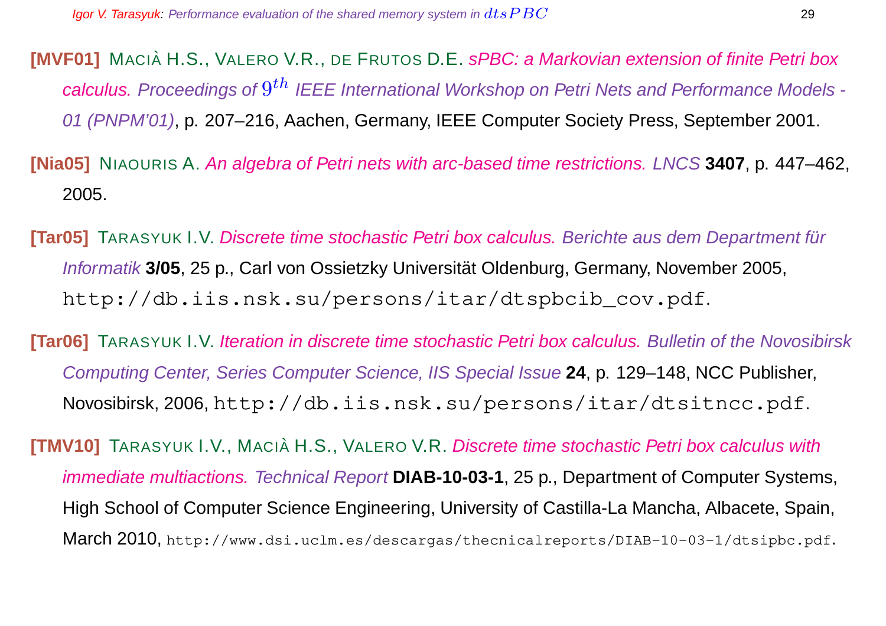**[MVF01]** MACIÀ H.S., VALERO V.R., DE FRUTOS D.E. *sPBC: a Markovian extension of finite Petri box calculus. Proceedings of $9^{th}$ IEEE International Workshop on Petri Nets and Performance Models - 01 (PNPM'01)*, p. 207–216, Aachen, Germany, IEEE Computer Society Press, September 2001.

**[Nia05]** NIAOURIS A. *An algebra of Petri nets with arc-based time restrictions. LNCS* **3407**, p. 447–462, 2005.

**[Tar05]** TARASYUK I.V. *Discrete time stochastic Petri box calculus. Berichte aus dem Department für Informatik* **3/05**, 25 p., Carl von Ossietzky Universität Oldenburg, Germany, November 2005, `http://db.iis.nsk.su/persons/itar/dtspbcib_cov.pdf`.

**[Tar06]** TARASYUK I.V. *Iteration in discrete time stochastic Petri box calculus. Bulletin of the Novosibirsk Computing Center, Series Computer Science, IIS Special Issue* **24**, p. 129–148, NCC Publisher, Novosibirsk, 2006, `http://db.iis.nsk.su/persons/itar/dtsitncc.pdf`.

**[TMV10]** TARASYUK I.V., MACIÀ H.S., VALERO V.R. *Discrete time stochastic Petri box calculus with immediate multiactions. Technical Report* **DIAB-10-03-1**, 25 p., Department of Computer Systems, High School of Computer Science Engineering, University of Castilla-La Mancha, Albacete, Spain, March 2010, `http://www.dsi.uclm.es/descargas/thecnicalreports/DIAB-10-03-1/dtsipbc.pdf`.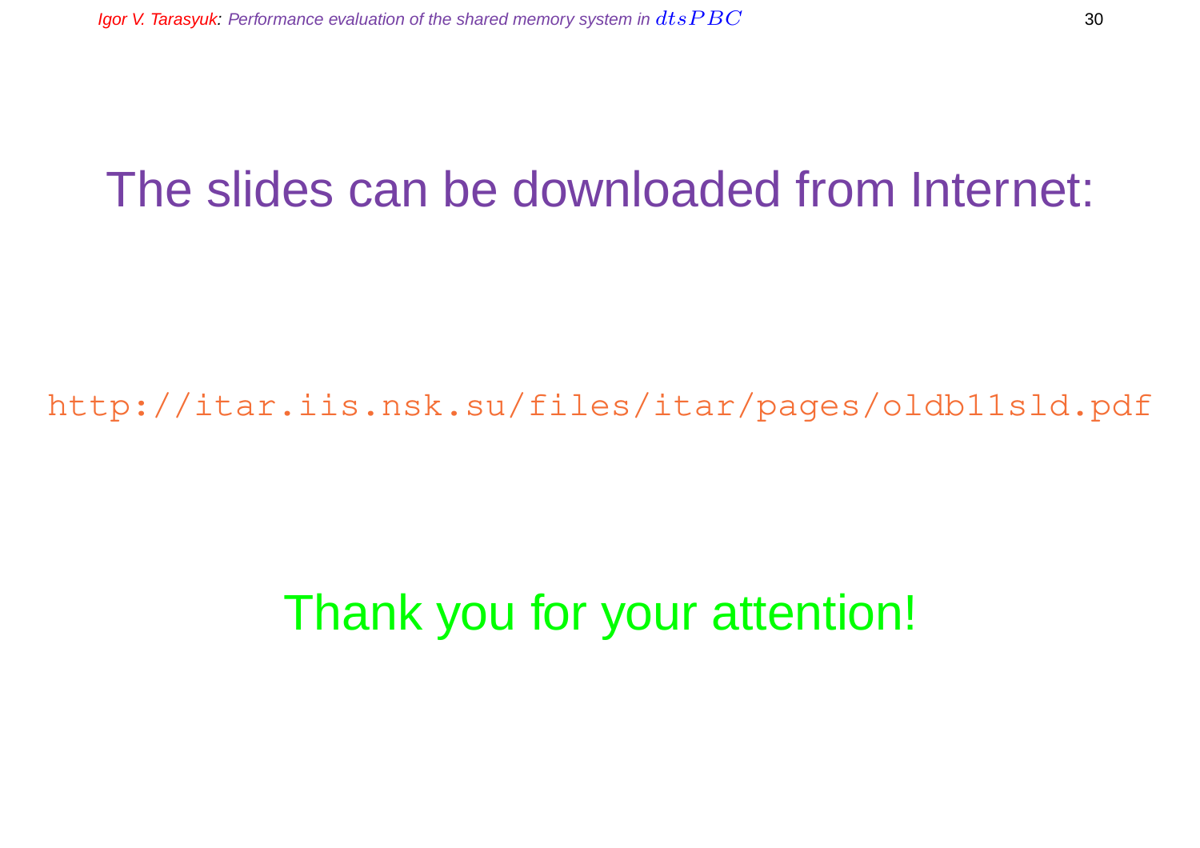The slides can be downloaded from Internet:

http://itar.iis.nsk.su/files/itar/pages/oldb11sld.pdf

Thank you for your attention!